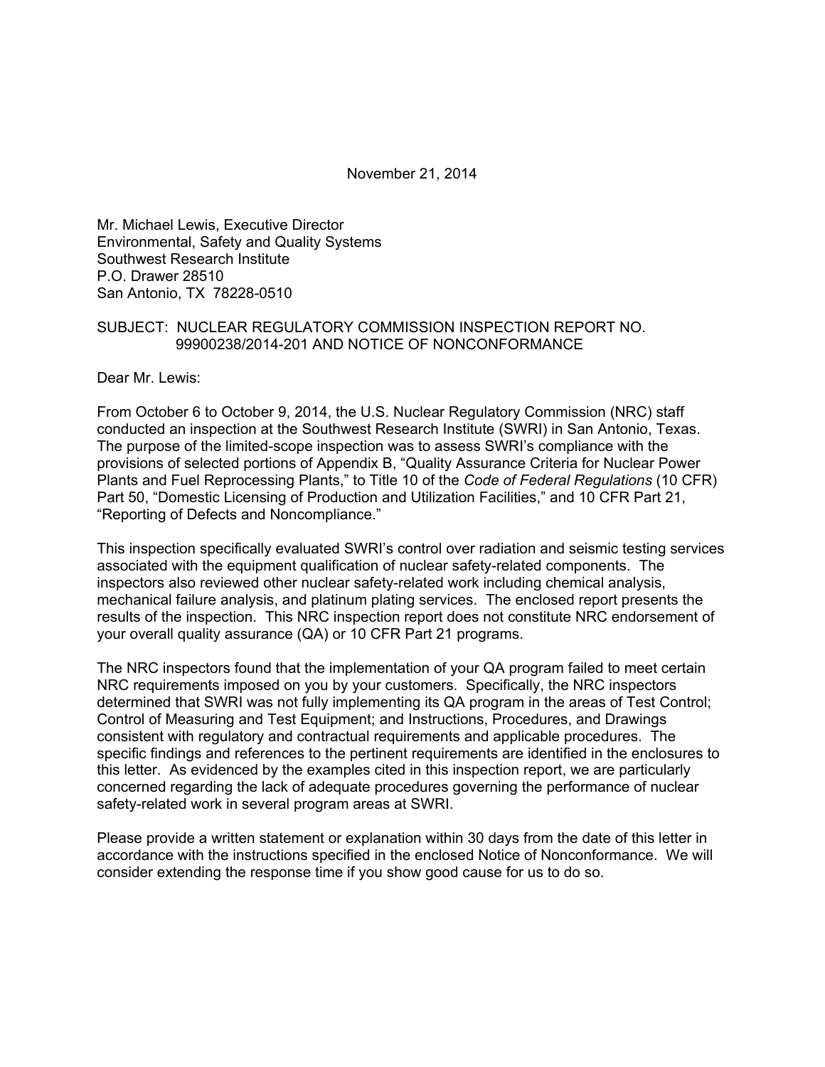November 21, 2014

Mr. Michael Lewis, Executive Director
Environmental, Safety and Quality Systems
Southwest Research Institute
P.O. Drawer 28510
San Antonio, TX 78228-0510

SUBJECT: NUCLEAR REGULATORY COMMISSION INSPECTION REPORT NO. 99900238/2014-201 AND NOTICE OF NONCONFORMANCE

Dear Mr. Lewis:

From October 6 to October 9, 2014, the U.S. Nuclear Regulatory Commission (NRC) staff conducted an inspection at the Southwest Research Institute (SWRI) in San Antonio, Texas. The purpose of the limited-scope inspection was to assess SWRI's compliance with the provisions of selected portions of Appendix B, "Quality Assurance Criteria for Nuclear Power Plants and Fuel Reprocessing Plants," to Title 10 of the *Code of Federal Regulations* (10 CFR) Part 50, "Domestic Licensing of Production and Utilization Facilities," and 10 CFR Part 21, "Reporting of Defects and Noncompliance."

This inspection specifically evaluated SWRI's control over radiation and seismic testing services associated with the equipment qualification of nuclear safety-related components. The inspectors also reviewed other nuclear safety-related work including chemical analysis, mechanical failure analysis, and platinum plating services. The enclosed report presents the results of the inspection. This NRC inspection report does not constitute NRC endorsement of your overall quality assurance (QA) or 10 CFR Part 21 programs.

The NRC inspectors found that the implementation of your QA program failed to meet certain NRC requirements imposed on you by your customers. Specifically, the NRC inspectors determined that SWRI was not fully implementing its QA program in the areas of Test Control; Control of Measuring and Test Equipment; and Instructions, Procedures, and Drawings consistent with regulatory and contractual requirements and applicable procedures. The specific findings and references to the pertinent requirements are identified in the enclosures to this letter. As evidenced by the examples cited in this inspection report, we are particularly concerned regarding the lack of adequate procedures governing the performance of nuclear safety-related work in several program areas at SWRI.

Please provide a written statement or explanation within 30 days from the date of this letter in accordance with the instructions specified in the enclosed Notice of Nonconformance. We will consider extending the response time if you show good cause for us to do so.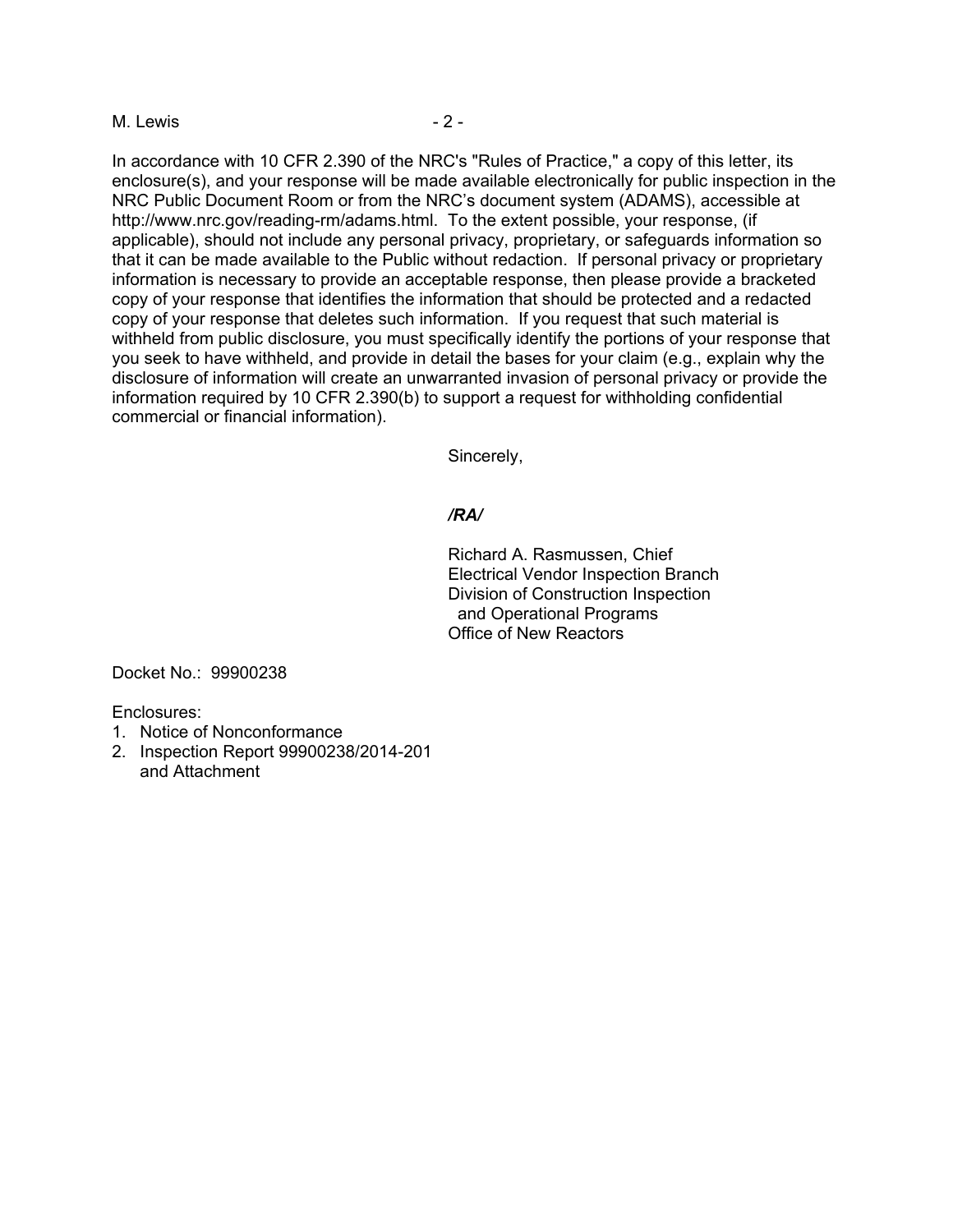In accordance with 10 CFR 2.390 of the NRC's "Rules of Practice," a copy of this letter, its enclosure(s), and your response will be made available electronically for public inspection in the NRC Public Document Room or from the NRC's document system (ADAMS), accessible at http://www.nrc.gov/reading-rm/adams.html. To the extent possible, your response, (if applicable), should not include any personal privacy, proprietary, or safeguards information so that it can be made available to the Public without redaction. If personal privacy or proprietary information is necessary to provide an acceptable response, then please provide a bracketed copy of your response that identifies the information that should be protected and a redacted copy of your response that deletes such information. If you request that such material is withheld from public disclosure, you must specifically identify the portions of your response that you seek to have withheld, and provide in detail the bases for your claim (e.g., explain why the disclosure of information will create an unwarranted invasion of personal privacy or provide the information required by 10 CFR 2.390(b) to support a request for withholding confidential commercial or financial information).

Sincerely,

*/RA/*

Richard A. Rasmussen, Chief
Electrical Vendor Inspection Branch
Division of Construction Inspection
and Operational Programs
Office of New Reactors

Docket No.: 99900238

Enclosures:
1. Notice of Nonconformance
2. Inspection Report 99900238/2014-201
   and Attachment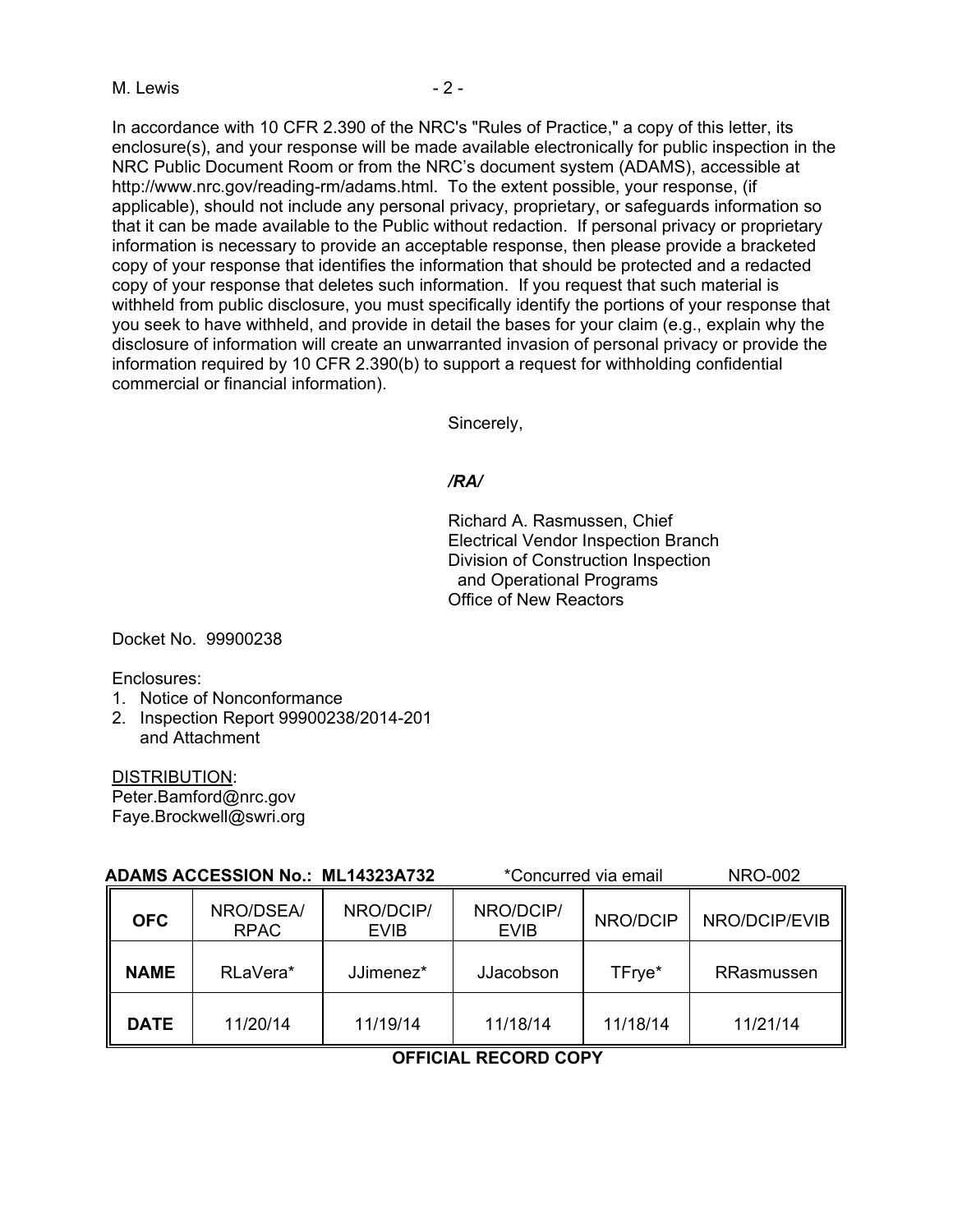In accordance with 10 CFR 2.390 of the NRC's "Rules of Practice," a copy of this letter, its enclosure(s), and your response will be made available electronically for public inspection in the NRC Public Document Room or from the NRC's document system (ADAMS), accessible at http://www.nrc.gov/reading-rm/adams.html. To the extent possible, your response, (if applicable), should not include any personal privacy, proprietary, or safeguards information so that it can be made available to the Public without redaction. If personal privacy or proprietary information is necessary to provide an acceptable response, then please provide a bracketed copy of your response that identifies the information that should be protected and a redacted copy of your response that deletes such information. If you request that such material is withheld from public disclosure, you must specifically identify the portions of your response that you seek to have withheld, and provide in detail the bases for your claim (e.g., explain why the disclosure of information will create an unwarranted invasion of personal privacy or provide the information required by 10 CFR 2.390(b) to support a request for withholding confidential commercial or financial information).

Sincerely,

*/RA/*

Richard A. Rasmussen, Chief
Electrical Vendor Inspection Branch
Division of Construction Inspection
and Operational Programs
Office of New Reactors

Docket No. 99900238

Enclosures:
1. Notice of Nonconformance
2. Inspection Report 99900238/2014-201 and Attachment

DISTRIBUTION:
Peter.Bamford@nrc.gov
Faye.Brockwell@swri.org

**ADAMS ACCESSION No.: ML14323A732** *Concurred via email NRO-002

| OFC | NRO/DSEA/RPAC | NRO/DCIP/EVIB | NRO/DCIP/EVIB | NRO/DCIP | NRO/DCIP/EVIB |
|---|---|---|---|---|---|
| NAME | RLaVera* | JJimenez* | JJacobson | TFrye* | RRasmussen |
| DATE | 11/20/14 | 11/19/14 | 11/18/14 | 11/18/14 | 11/21/14 |

**OFFICIAL RECORD COPY**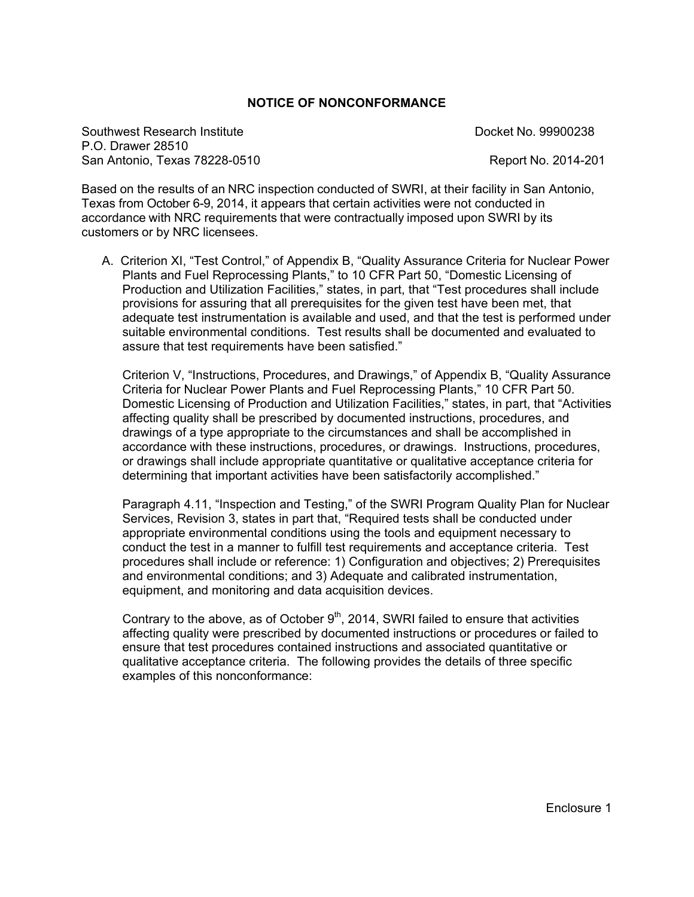# NOTICE OF NONCONFORMANCE

Southwest Research Institute
P.O. Drawer 28510
San Antonio, Texas 78228-0510

Docket No. 99900238

Report No. 2014-201

Based on the results of an NRC inspection conducted of SWRI, at their facility in San Antonio, Texas from October 6-9, 2014, it appears that certain activities were not conducted in accordance with NRC requirements that were contractually imposed upon SWRI by its customers or by NRC licensees.

A. Criterion XI, "Test Control," of Appendix B, "Quality Assurance Criteria for Nuclear Power Plants and Fuel Reprocessing Plants," to 10 CFR Part 50, "Domestic Licensing of Production and Utilization Facilities," states, in part, that "Test procedures shall include provisions for assuring that all prerequisites for the given test have been met, that adequate test instrumentation is available and used, and that the test is performed under suitable environmental conditions. Test results shall be documented and evaluated to assure that test requirements have been satisfied."

   Criterion V, "Instructions, Procedures, and Drawings," of Appendix B, "Quality Assurance Criteria for Nuclear Power Plants and Fuel Reprocessing Plants," 10 CFR Part 50. Domestic Licensing of Production and Utilization Facilities," states, in part, that "Activities affecting quality shall be prescribed by documented instructions, procedures, and drawings of a type appropriate to the circumstances and shall be accomplished in accordance with these instructions, procedures, or drawings. Instructions, procedures, or drawings shall include appropriate quantitative or qualitative acceptance criteria for determining that important activities have been satisfactorily accomplished."

   Paragraph 4.11, "Inspection and Testing," of the SWRI Program Quality Plan for Nuclear Services, Revision 3, states in part that, "Required tests shall be conducted under appropriate environmental conditions using the tools and equipment necessary to conduct the test in a manner to fulfill test requirements and acceptance criteria. Test procedures shall include or reference: 1) Configuration and objectives; 2) Prerequisites and environmental conditions; and 3) Adequate and calibrated instrumentation, equipment, and monitoring and data acquisition devices.

   Contrary to the above, as of October 9th, 2014, SWRI failed to ensure that activities affecting quality were prescribed by documented instructions or procedures or failed to ensure that test procedures contained instructions and associated quantitative or qualitative acceptance criteria. The following provides the details of three specific examples of this nonconformance:

Enclosure 1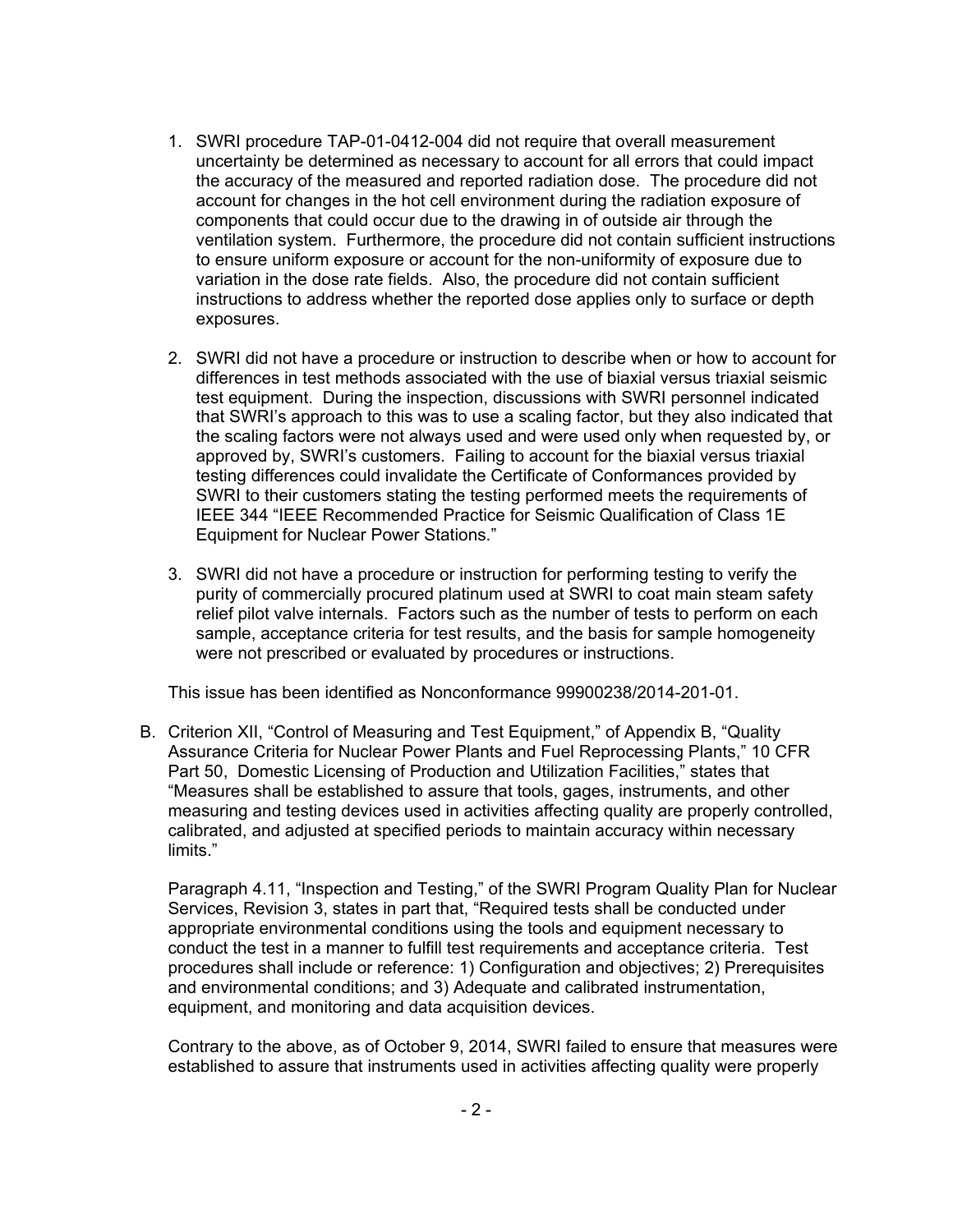1. SWRI procedure TAP-01-0412-004 did not require that overall measurement uncertainty be determined as necessary to account for all errors that could impact the accuracy of the measured and reported radiation dose. The procedure did not account for changes in the hot cell environment during the radiation exposure of components that could occur due to the drawing in of outside air through the ventilation system. Furthermore, the procedure did not contain sufficient instructions to ensure uniform exposure or account for the non-uniformity of exposure due to variation in the dose rate fields. Also, the procedure did not contain sufficient instructions to address whether the reported dose applies only to surface or depth exposures.

2. SWRI did not have a procedure or instruction to describe when or how to account for differences in test methods associated with the use of biaxial versus triaxial seismic test equipment. During the inspection, discussions with SWRI personnel indicated that SWRI's approach to this was to use a scaling factor, but they also indicated that the scaling factors were not always used and were used only when requested by, or approved by, SWRI's customers. Failing to account for the biaxial versus triaxial testing differences could invalidate the Certificate of Conformances provided by SWRI to their customers stating the testing performed meets the requirements of IEEE 344 "IEEE Recommended Practice for Seismic Qualification of Class 1E Equipment for Nuclear Power Stations."

3. SWRI did not have a procedure or instruction for performing testing to verify the purity of commercially procured platinum used at SWRI to coat main steam safety relief pilot valve internals. Factors such as the number of tests to perform on each sample, acceptance criteria for test results, and the basis for sample homogeneity were not prescribed or evaluated by procedures or instructions.

This issue has been identified as Nonconformance 99900238/2014-201-01.

B. Criterion XII, "Control of Measuring and Test Equipment," of Appendix B, "Quality Assurance Criteria for Nuclear Power Plants and Fuel Reprocessing Plants," 10 CFR Part 50, Domestic Licensing of Production and Utilization Facilities," states that "Measures shall be established to assure that tools, gages, instruments, and other measuring and testing devices used in activities affecting quality are properly controlled, calibrated, and adjusted at specified periods to maintain accuracy within necessary limits."

Paragraph 4.11, "Inspection and Testing," of the SWRI Program Quality Plan for Nuclear Services, Revision 3, states in part that, "Required tests shall be conducted under appropriate environmental conditions using the tools and equipment necessary to conduct the test in a manner to fulfill test requirements and acceptance criteria. Test procedures shall include or reference: 1) Configuration and objectives; 2) Prerequisites and environmental conditions; and 3) Adequate and calibrated instrumentation, equipment, and monitoring and data acquisition devices.

Contrary to the above, as of October 9, 2014, SWRI failed to ensure that measures were established to assure that instruments used in activities affecting quality were properly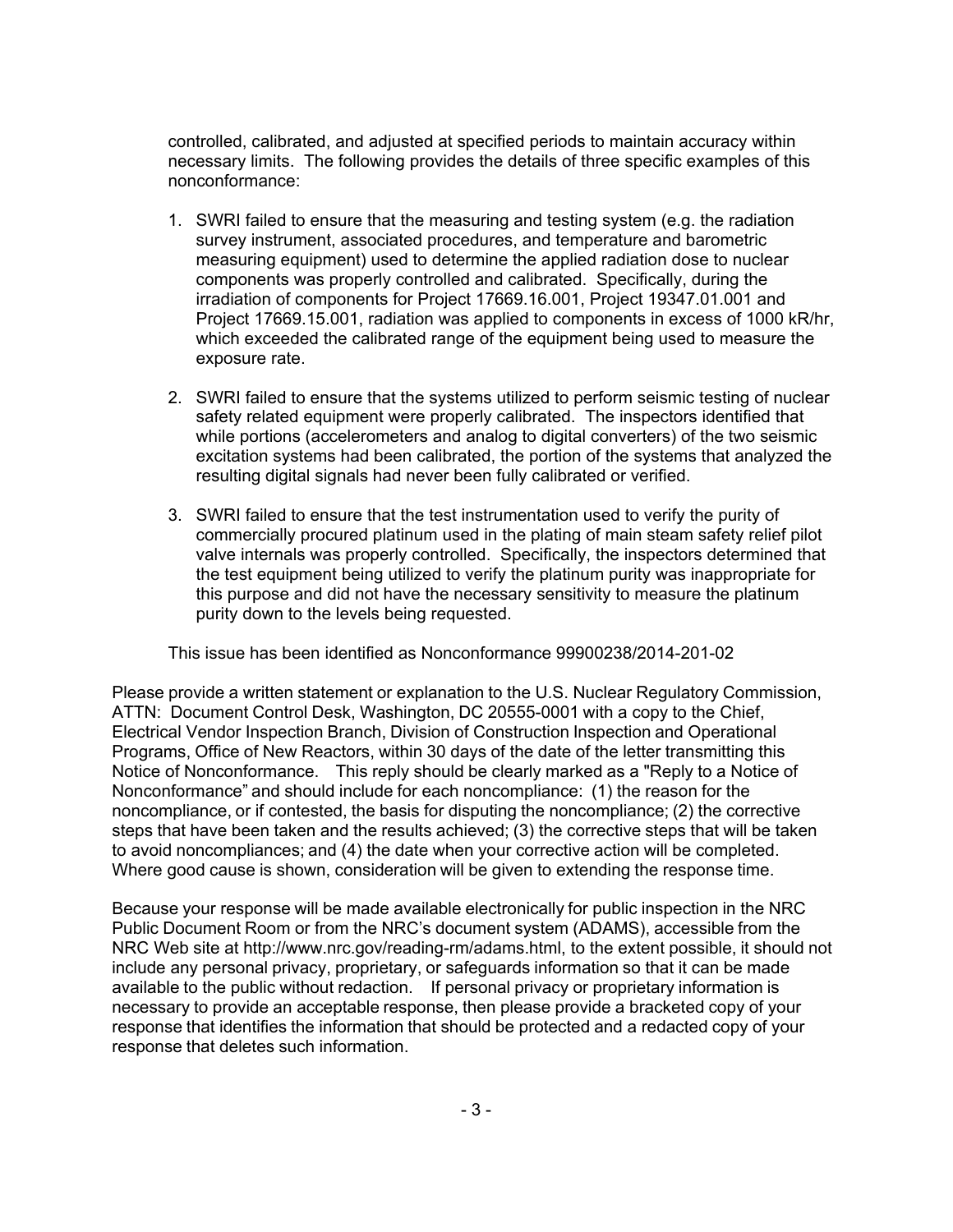controlled, calibrated, and adjusted at specified periods to maintain accuracy within necessary limits. The following provides the details of three specific examples of this nonconformance:

1. SWRI failed to ensure that the measuring and testing system (e.g. the radiation survey instrument, associated procedures, and temperature and barometric measuring equipment) used to determine the applied radiation dose to nuclear components was properly controlled and calibrated. Specifically, during the irradiation of components for Project 17669.16.001, Project 19347.01.001 and Project 17669.15.001, radiation was applied to components in excess of 1000 kR/hr, which exceeded the calibrated range of the equipment being used to measure the exposure rate.

2. SWRI failed to ensure that the systems utilized to perform seismic testing of nuclear safety related equipment were properly calibrated. The inspectors identified that while portions (accelerometers and analog to digital converters) of the two seismic excitation systems had been calibrated, the portion of the systems that analyzed the resulting digital signals had never been fully calibrated or verified.

3. SWRI failed to ensure that the test instrumentation used to verify the purity of commercially procured platinum used in the plating of main steam safety relief pilot valve internals was properly controlled. Specifically, the inspectors determined that the test equipment being utilized to verify the platinum purity was inappropriate for this purpose and did not have the necessary sensitivity to measure the platinum purity down to the levels being requested.

This issue has been identified as Nonconformance 99900238/2014-201-02

Please provide a written statement or explanation to the U.S. Nuclear Regulatory Commission, ATTN: Document Control Desk, Washington, DC 20555-0001 with a copy to the Chief, Electrical Vendor Inspection Branch, Division of Construction Inspection and Operational Programs, Office of New Reactors, within 30 days of the date of the letter transmitting this Notice of Nonconformance. This reply should be clearly marked as a "Reply to a Notice of Nonconformance" and should include for each noncompliance: (1) the reason for the noncompliance, or if contested, the basis for disputing the noncompliance; (2) the corrective steps that have been taken and the results achieved; (3) the corrective steps that will be taken to avoid noncompliances; and (4) the date when your corrective action will be completed. Where good cause is shown, consideration will be given to extending the response time.

Because your response will be made available electronically for public inspection in the NRC Public Document Room or from the NRC's document system (ADAMS), accessible from the NRC Web site at http://www.nrc.gov/reading-rm/adams.html, to the extent possible, it should not include any personal privacy, proprietary, or safeguards information so that it can be made available to the public without redaction. If personal privacy or proprietary information is necessary to provide an acceptable response, then please provide a bracketed copy of your response that identifies the information that should be protected and a redacted copy of your response that deletes such information.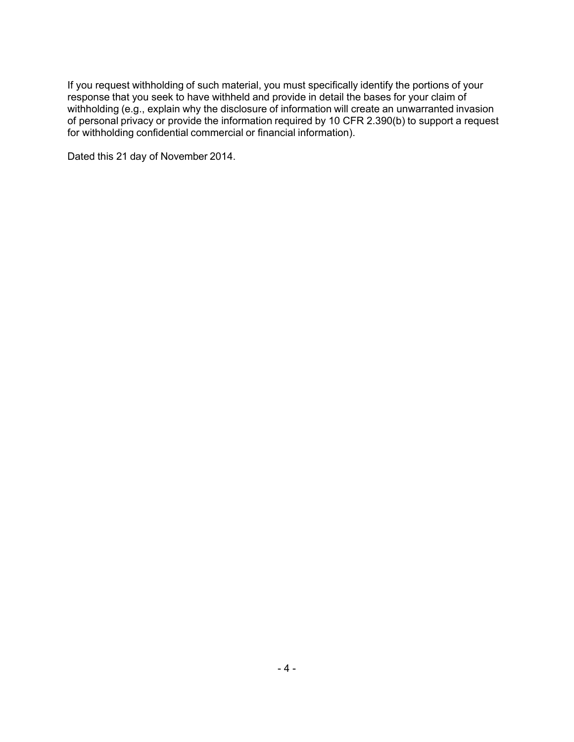If you request withholding of such material, you must specifically identify the portions of your response that you seek to have withheld and provide in detail the bases for your claim of withholding (e.g., explain why the disclosure of information will create an unwarranted invasion of personal privacy or provide the information required by 10 CFR 2.390(b) to support a request for withholding confidential commercial or financial information).

Dated this 21 day of November 2014.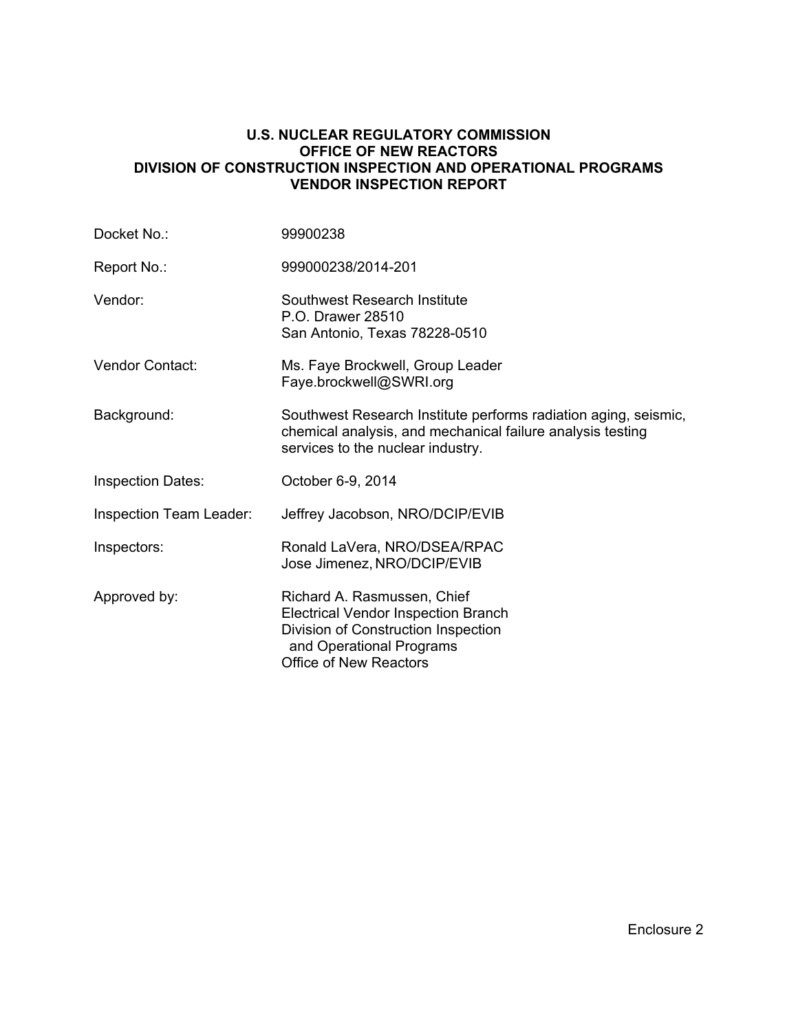**U.S. NUCLEAR REGULATORY COMMISSION**
**OFFICE OF NEW REACTORS**
**DIVISION OF CONSTRUCTION INSPECTION AND OPERATIONAL PROGRAMS**
**VENDOR INSPECTION REPORT**

| | |
|---|---|
| Docket No.: | 99900238 |
| Report No.: | 999000238/2014-201 |
| Vendor: | Southwest Research Institute<br>P.O. Drawer 28510<br>San Antonio, Texas 78228-0510 |
| Vendor Contact: | Ms. Faye Brockwell, Group Leader<br>Faye.brockwell@SWRI.org |
| Background: | Southwest Research Institute performs radiation aging, seismic, chemical analysis, and mechanical failure analysis testing services to the nuclear industry. |
| Inspection Dates: | October 6-9, 2014 |
| Inspection Team Leader: | Jeffrey Jacobson, NRO/DCIP/EVIB |
| Inspectors: | Ronald LaVera, NRO/DSEA/RPAC<br>Jose Jimenez, NRO/DCIP/EVIB |
| Approved by: | Richard A. Rasmussen, Chief<br>Electrical Vendor Inspection Branch<br>Division of Construction Inspection and Operational Programs<br>Office of New Reactors |

Enclosure 2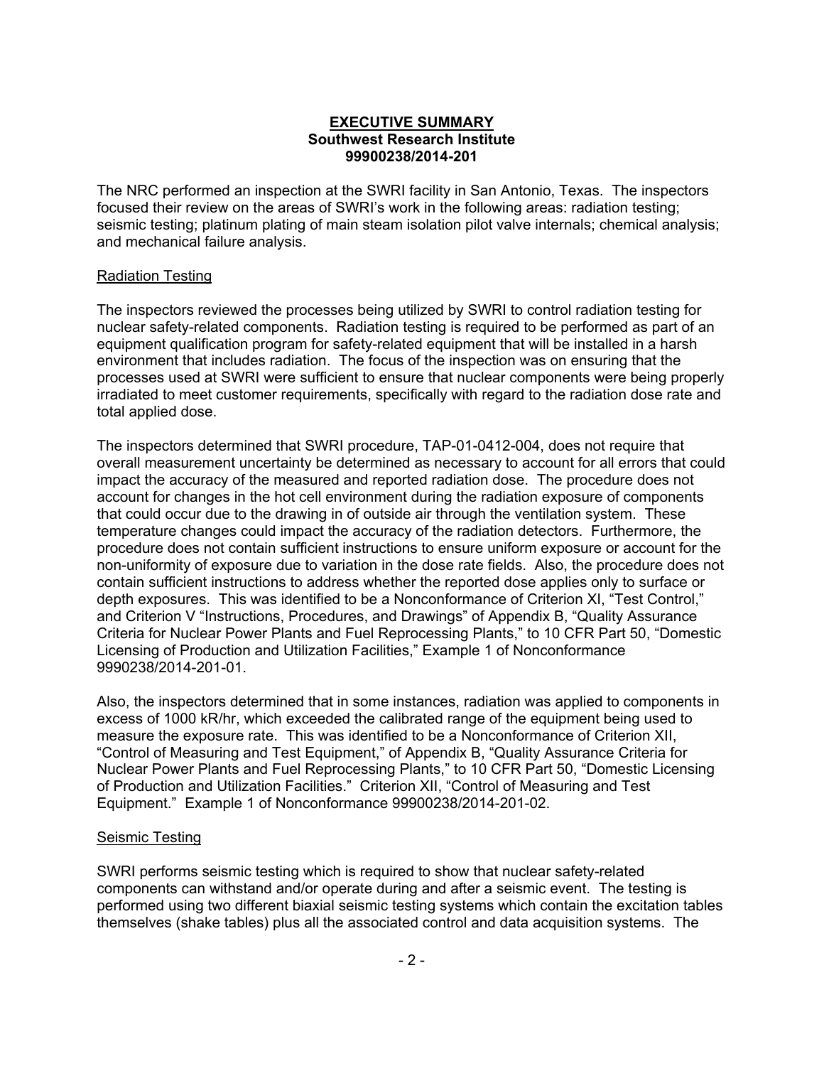**EXECUTIVE SUMMARY**
**Southwest Research Institute**
**99900238/2014-201**

The NRC performed an inspection at the SWRI facility in San Antonio, Texas. The inspectors focused their review on the areas of SWRI's work in the following areas: radiation testing; seismic testing; platinum plating of main steam isolation pilot valve internals; chemical analysis; and mechanical failure analysis.

Radiation Testing

The inspectors reviewed the processes being utilized by SWRI to control radiation testing for nuclear safety-related components. Radiation testing is required to be performed as part of an equipment qualification program for safety-related equipment that will be installed in a harsh environment that includes radiation. The focus of the inspection was on ensuring that the processes used at SWRI were sufficient to ensure that nuclear components were being properly irradiated to meet customer requirements, specifically with regard to the radiation dose rate and total applied dose.

The inspectors determined that SWRI procedure, TAP-01-0412-004, does not require that overall measurement uncertainty be determined as necessary to account for all errors that could impact the accuracy of the measured and reported radiation dose. The procedure does not account for changes in the hot cell environment during the radiation exposure of components that could occur due to the drawing in of outside air through the ventilation system. These temperature changes could impact the accuracy of the radiation detectors. Furthermore, the procedure does not contain sufficient instructions to ensure uniform exposure or account for the non-uniformity of exposure due to variation in the dose rate fields. Also, the procedure does not contain sufficient instructions to address whether the reported dose applies only to surface or depth exposures. This was identified to be a Nonconformance of Criterion XI, "Test Control," and Criterion V "Instructions, Procedures, and Drawings" of Appendix B, "Quality Assurance Criteria for Nuclear Power Plants and Fuel Reprocessing Plants," to 10 CFR Part 50, "Domestic Licensing of Production and Utilization Facilities," Example 1 of Nonconformance 9990238/2014-201-01.

Also, the inspectors determined that in some instances, radiation was applied to components in excess of 1000 kR/hr, which exceeded the calibrated range of the equipment being used to measure the exposure rate. This was identified to be a Nonconformance of Criterion XII, "Control of Measuring and Test Equipment," of Appendix B, "Quality Assurance Criteria for Nuclear Power Plants and Fuel Reprocessing Plants," to 10 CFR Part 50, "Domestic Licensing of Production and Utilization Facilities." Criterion XII, "Control of Measuring and Test Equipment." Example 1 of Nonconformance 99900238/2014-201-02.

Seismic Testing

SWRI performs seismic testing which is required to show that nuclear safety-related components can withstand and/or operate during and after a seismic event. The testing is performed using two different biaxial seismic testing systems which contain the excitation tables themselves (shake tables) plus all the associated control and data acquisition systems. The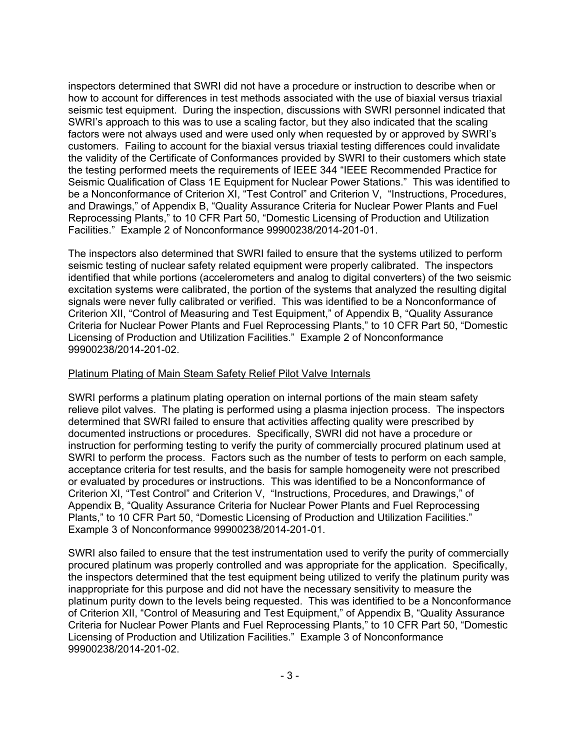inspectors determined that SWRI did not have a procedure or instruction to describe when or how to account for differences in test methods associated with the use of biaxial versus triaxial seismic test equipment. During the inspection, discussions with SWRI personnel indicated that SWRI's approach to this was to use a scaling factor, but they also indicated that the scaling factors were not always used and were used only when requested by or approved by SWRI's customers. Failing to account for the biaxial versus triaxial testing differences could invalidate the validity of the Certificate of Conformances provided by SWRI to their customers which state the testing performed meets the requirements of IEEE 344 "IEEE Recommended Practice for Seismic Qualification of Class 1E Equipment for Nuclear Power Stations." This was identified to be a Nonconformance of Criterion XI, "Test Control" and Criterion V, "Instructions, Procedures, and Drawings," of Appendix B, "Quality Assurance Criteria for Nuclear Power Plants and Fuel Reprocessing Plants," to 10 CFR Part 50, "Domestic Licensing of Production and Utilization Facilities." Example 2 of Nonconformance 99900238/2014-201-01.

The inspectors also determined that SWRI failed to ensure that the systems utilized to perform seismic testing of nuclear safety related equipment were properly calibrated. The inspectors identified that while portions (accelerometers and analog to digital converters) of the two seismic excitation systems were calibrated, the portion of the systems that analyzed the resulting digital signals were never fully calibrated or verified. This was identified to be a Nonconformance of Criterion XII, "Control of Measuring and Test Equipment," of Appendix B, "Quality Assurance Criteria for Nuclear Power Plants and Fuel Reprocessing Plants," to 10 CFR Part 50, "Domestic Licensing of Production and Utilization Facilities." Example 2 of Nonconformance 99900238/2014-201-02.

Platinum Plating of Main Steam Safety Relief Pilot Valve Internals

SWRI performs a platinum plating operation on internal portions of the main steam safety relieve pilot valves. The plating is performed using a plasma injection process. The inspectors determined that SWRI failed to ensure that activities affecting quality were prescribed by documented instructions or procedures. Specifically, SWRI did not have a procedure or instruction for performing testing to verify the purity of commercially procured platinum used at SWRI to perform the process. Factors such as the number of tests to perform on each sample, acceptance criteria for test results, and the basis for sample homogeneity were not prescribed or evaluated by procedures or instructions. This was identified to be a Nonconformance of Criterion XI, "Test Control" and Criterion V, "Instructions, Procedures, and Drawings," of Appendix B, "Quality Assurance Criteria for Nuclear Power Plants and Fuel Reprocessing Plants," to 10 CFR Part 50, "Domestic Licensing of Production and Utilization Facilities." Example 3 of Nonconformance 99900238/2014-201-01.

SWRI also failed to ensure that the test instrumentation used to verify the purity of commercially procured platinum was properly controlled and was appropriate for the application. Specifically, the inspectors determined that the test equipment being utilized to verify the platinum purity was inappropriate for this purpose and did not have the necessary sensitivity to measure the platinum purity down to the levels being requested. This was identified to be a Nonconformance of Criterion XII, "Control of Measuring and Test Equipment," of Appendix B, "Quality Assurance Criteria for Nuclear Power Plants and Fuel Reprocessing Plants," to 10 CFR Part 50, "Domestic Licensing of Production and Utilization Facilities." Example 3 of Nonconformance 99900238/2014-201-02.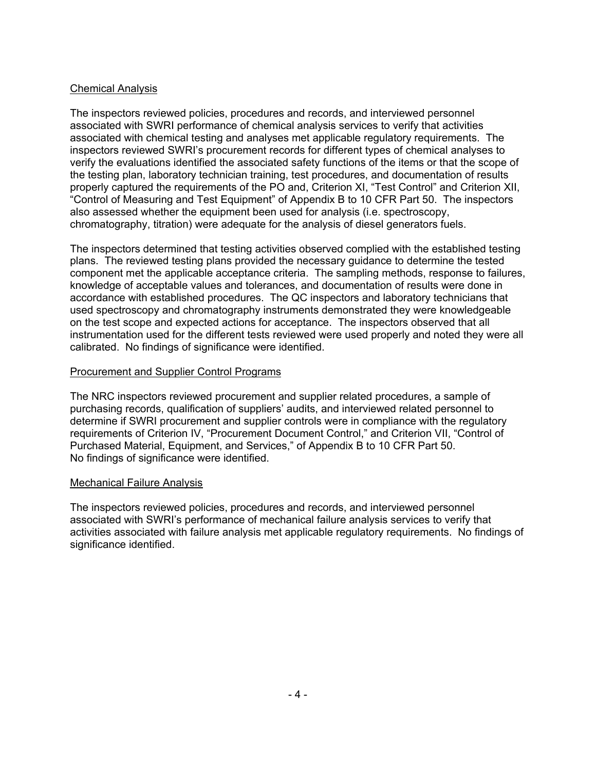Chemical Analysis

The inspectors reviewed policies, procedures and records, and interviewed personnel associated with SWRI performance of chemical analysis services to verify that activities associated with chemical testing and analyses met applicable regulatory requirements. The inspectors reviewed SWRI's procurement records for different types of chemical analyses to verify the evaluations identified the associated safety functions of the items or that the scope of the testing plan, laboratory technician training, test procedures, and documentation of results properly captured the requirements of the PO and, Criterion XI, "Test Control" and Criterion XII, "Control of Measuring and Test Equipment" of Appendix B to 10 CFR Part 50. The inspectors also assessed whether the equipment been used for analysis (i.e. spectroscopy, chromatography, titration) were adequate for the analysis of diesel generators fuels.

The inspectors determined that testing activities observed complied with the established testing plans. The reviewed testing plans provided the necessary guidance to determine the tested component met the applicable acceptance criteria. The sampling methods, response to failures, knowledge of acceptable values and tolerances, and documentation of results were done in accordance with established procedures. The QC inspectors and laboratory technicians that used spectroscopy and chromatography instruments demonstrated they were knowledgeable on the test scope and expected actions for acceptance. The inspectors observed that all instrumentation used for the different tests reviewed were used properly and noted they were all calibrated. No findings of significance were identified.

Procurement and Supplier Control Programs

The NRC inspectors reviewed procurement and supplier related procedures, a sample of purchasing records, qualification of suppliers' audits, and interviewed related personnel to determine if SWRI procurement and supplier controls were in compliance with the regulatory requirements of Criterion IV, "Procurement Document Control," and Criterion VII, "Control of Purchased Material, Equipment, and Services," of Appendix B to 10 CFR Part 50. No findings of significance were identified.

Mechanical Failure Analysis

The inspectors reviewed policies, procedures and records, and interviewed personnel associated with SWRI's performance of mechanical failure analysis services to verify that activities associated with failure analysis met applicable regulatory requirements. No findings of significance identified.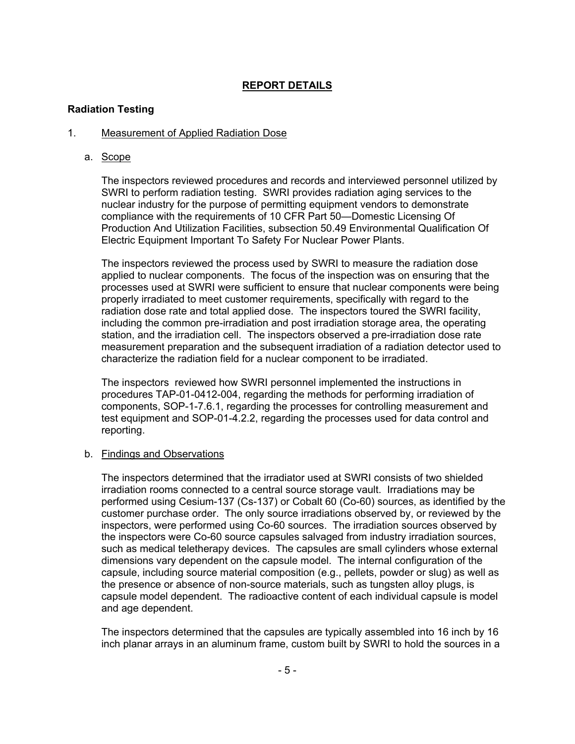## REPORT DETAILS

### Radiation Testing

1. Measurement of Applied Radiation Dose

   a. Scope

   The inspectors reviewed procedures and records and interviewed personnel utilized by SWRI to perform radiation testing. SWRI provides radiation aging services to the nuclear industry for the purpose of permitting equipment vendors to demonstrate compliance with the requirements of 10 CFR Part 50—Domestic Licensing Of Production And Utilization Facilities, subsection 50.49 Environmental Qualification Of Electric Equipment Important To Safety For Nuclear Power Plants.

   The inspectors reviewed the process used by SWRI to measure the radiation dose applied to nuclear components. The focus of the inspection was on ensuring that the processes used at SWRI were sufficient to ensure that nuclear components were being properly irradiated to meet customer requirements, specifically with regard to the radiation dose rate and total applied dose. The inspectors toured the SWRI facility, including the common pre-irradiation and post irradiation storage area, the operating station, and the irradiation cell. The inspectors observed a pre-irradiation dose rate measurement preparation and the subsequent irradiation of a radiation detector used to characterize the radiation field for a nuclear component to be irradiated.

   The inspectors reviewed how SWRI personnel implemented the instructions in procedures TAP-01-0412-004, regarding the methods for performing irradiation of components, SOP-1-7.6.1, regarding the processes for controlling measurement and test equipment and SOP-01-4.2.2, regarding the processes used for data control and reporting.

   b. Findings and Observations

   The inspectors determined that the irradiator used at SWRI consists of two shielded irradiation rooms connected to a central source storage vault. Irradiations may be performed using Cesium-137 (Cs-137) or Cobalt 60 (Co-60) sources, as identified by the customer purchase order. The only source irradiations observed by, or reviewed by the inspectors, were performed using Co-60 sources. The irradiation sources observed by the inspectors were Co-60 source capsules salvaged from industry irradiation sources, such as medical teletherapy devices. The capsules are small cylinders whose external dimensions vary dependent on the capsule model. The internal configuration of the capsule, including source material composition (e.g., pellets, powder or slug) as well as the presence or absence of non-source materials, such as tungsten alloy plugs, is capsule model dependent. The radioactive content of each individual capsule is model and age dependent.

   The inspectors determined that the capsules are typically assembled into 16 inch by 16 inch planar arrays in an aluminum frame, custom built by SWRI to hold the sources in a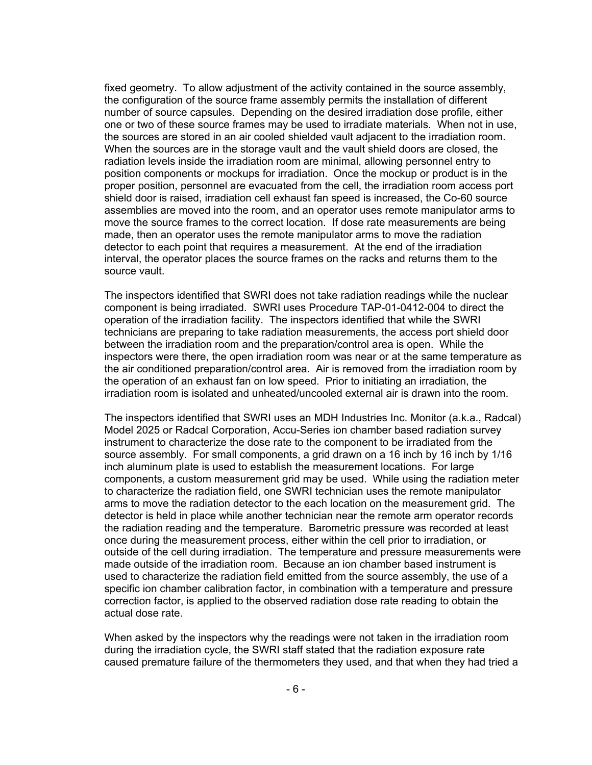fixed geometry. To allow adjustment of the activity contained in the source assembly, the configuration of the source frame assembly permits the installation of different number of source capsules. Depending on the desired irradiation dose profile, either one or two of these source frames may be used to irradiate materials. When not in use, the sources are stored in an air cooled shielded vault adjacent to the irradiation room. When the sources are in the storage vault and the vault shield doors are closed, the radiation levels inside the irradiation room are minimal, allowing personnel entry to position components or mockups for irradiation. Once the mockup or product is in the proper position, personnel are evacuated from the cell, the irradiation room access port shield door is raised, irradiation cell exhaust fan speed is increased, the Co-60 source assemblies are moved into the room, and an operator uses remote manipulator arms to move the source frames to the correct location. If dose rate measurements are being made, then an operator uses the remote manipulator arms to move the radiation detector to each point that requires a measurement. At the end of the irradiation interval, the operator places the source frames on the racks and returns them to the source vault.

The inspectors identified that SWRI does not take radiation readings while the nuclear component is being irradiated. SWRI uses Procedure TAP-01-0412-004 to direct the operation of the irradiation facility. The inspectors identified that while the SWRI technicians are preparing to take radiation measurements, the access port shield door between the irradiation room and the preparation/control area is open. While the inspectors were there, the open irradiation room was near or at the same temperature as the air conditioned preparation/control area. Air is removed from the irradiation room by the operation of an exhaust fan on low speed. Prior to initiating an irradiation, the irradiation room is isolated and unheated/uncooled external air is drawn into the room.

The inspectors identified that SWRI uses an MDH Industries Inc. Monitor (a.k.a., Radcal) Model 2025 or Radcal Corporation, Accu-Series ion chamber based radiation survey instrument to characterize the dose rate to the component to be irradiated from the source assembly. For small components, a grid drawn on a 16 inch by 16 inch by 1/16 inch aluminum plate is used to establish the measurement locations. For large components, a custom measurement grid may be used. While using the radiation meter to characterize the radiation field, one SWRI technician uses the remote manipulator arms to move the radiation detector to the each location on the measurement grid. The detector is held in place while another technician near the remote arm operator records the radiation reading and the temperature. Barometric pressure was recorded at least once during the measurement process, either within the cell prior to irradiation, or outside of the cell during irradiation. The temperature and pressure measurements were made outside of the irradiation room. Because an ion chamber based instrument is used to characterize the radiation field emitted from the source assembly, the use of a specific ion chamber calibration factor, in combination with a temperature and pressure correction factor, is applied to the observed radiation dose rate reading to obtain the actual dose rate.

When asked by the inspectors why the readings were not taken in the irradiation room during the irradiation cycle, the SWRI staff stated that the radiation exposure rate caused premature failure of the thermometers they used, and that when they had tried a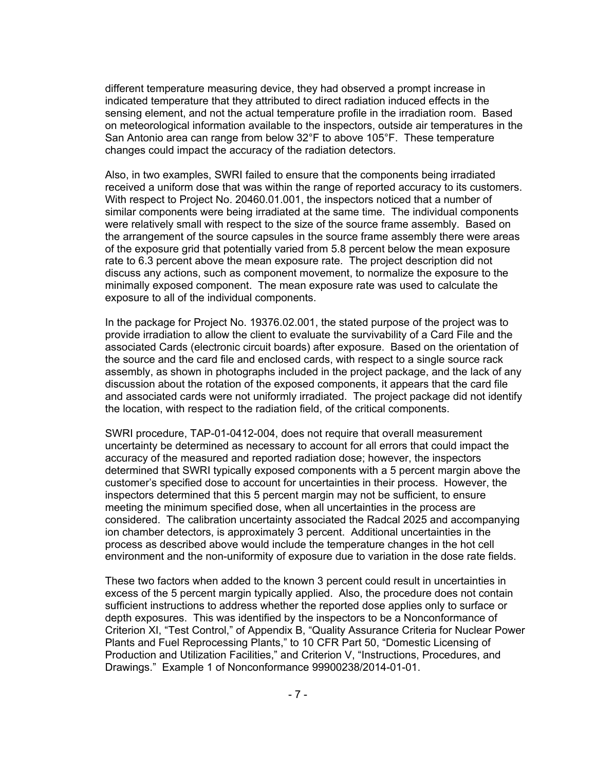different temperature measuring device, they had observed a prompt increase in indicated temperature that they attributed to direct radiation induced effects in the sensing element, and not the actual temperature profile in the irradiation room. Based on meteorological information available to the inspectors, outside air temperatures in the San Antonio area can range from below 32°F to above 105°F. These temperature changes could impact the accuracy of the radiation detectors.

Also, in two examples, SWRI failed to ensure that the components being irradiated received a uniform dose that was within the range of reported accuracy to its customers. With respect to Project No. 20460.01.001, the inspectors noticed that a number of similar components were being irradiated at the same time. The individual components were relatively small with respect to the size of the source frame assembly. Based on the arrangement of the source capsules in the source frame assembly there were areas of the exposure grid that potentially varied from 5.8 percent below the mean exposure rate to 6.3 percent above the mean exposure rate. The project description did not discuss any actions, such as component movement, to normalize the exposure to the minimally exposed component. The mean exposure rate was used to calculate the exposure to all of the individual components.

In the package for Project No. 19376.02.001, the stated purpose of the project was to provide irradiation to allow the client to evaluate the survivability of a Card File and the associated Cards (electronic circuit boards) after exposure. Based on the orientation of the source and the card file and enclosed cards, with respect to a single source rack assembly, as shown in photographs included in the project package, and the lack of any discussion about the rotation of the exposed components, it appears that the card file and associated cards were not uniformly irradiated. The project package did not identify the location, with respect to the radiation field, of the critical components.

SWRI procedure, TAP-01-0412-004, does not require that overall measurement uncertainty be determined as necessary to account for all errors that could impact the accuracy of the measured and reported radiation dose; however, the inspectors determined that SWRI typically exposed components with a 5 percent margin above the customer's specified dose to account for uncertainties in their process. However, the inspectors determined that this 5 percent margin may not be sufficient, to ensure meeting the minimum specified dose, when all uncertainties in the process are considered. The calibration uncertainty associated the Radcal 2025 and accompanying ion chamber detectors, is approximately 3 percent. Additional uncertainties in the process as described above would include the temperature changes in the hot cell environment and the non-uniformity of exposure due to variation in the dose rate fields.

These two factors when added to the known 3 percent could result in uncertainties in excess of the 5 percent margin typically applied. Also, the procedure does not contain sufficient instructions to address whether the reported dose applies only to surface or depth exposures. This was identified by the inspectors to be a Nonconformance of Criterion XI, "Test Control," of Appendix B, "Quality Assurance Criteria for Nuclear Power Plants and Fuel Reprocessing Plants," to 10 CFR Part 50, "Domestic Licensing of Production and Utilization Facilities," and Criterion V, "Instructions, Procedures, and Drawings." Example 1 of Nonconformance 99900238/2014-01-01.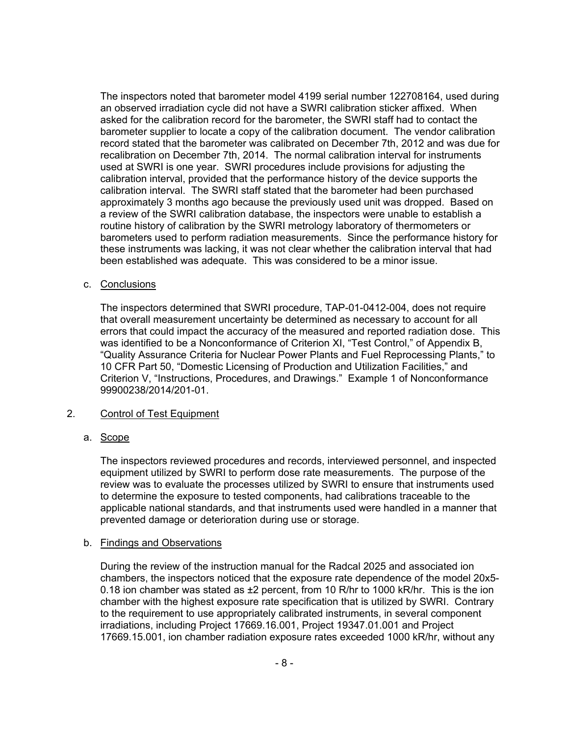The inspectors noted that barometer model 4199 serial number 122708164, used during an observed irradiation cycle did not have a SWRI calibration sticker affixed. When asked for the calibration record for the barometer, the SWRI staff had to contact the barometer supplier to locate a copy of the calibration document. The vendor calibration record stated that the barometer was calibrated on December 7th, 2012 and was due for recalibration on December 7th, 2014. The normal calibration interval for instruments used at SWRI is one year. SWRI procedures include provisions for adjusting the calibration interval, provided that the performance history of the device supports the calibration interval. The SWRI staff stated that the barometer had been purchased approximately 3 months ago because the previously used unit was dropped. Based on a review of the SWRI calibration database, the inspectors were unable to establish a routine history of calibration by the SWRI metrology laboratory of thermometers or barometers used to perform radiation measurements. Since the performance history for these instruments was lacking, it was not clear whether the calibration interval that had been established was adequate. This was considered to be a minor issue.

c. Conclusions

The inspectors determined that SWRI procedure, TAP-01-0412-004, does not require that overall measurement uncertainty be determined as necessary to account for all errors that could impact the accuracy of the measured and reported radiation dose. This was identified to be a Nonconformance of Criterion XI, "Test Control," of Appendix B, "Quality Assurance Criteria for Nuclear Power Plants and Fuel Reprocessing Plants," to 10 CFR Part 50, "Domestic Licensing of Production and Utilization Facilities," and Criterion V, "Instructions, Procedures, and Drawings." Example 1 of Nonconformance 99900238/2014/201-01.

2. Control of Test Equipment

a. Scope

The inspectors reviewed procedures and records, interviewed personnel, and inspected equipment utilized by SWRI to perform dose rate measurements. The purpose of the review was to evaluate the processes utilized by SWRI to ensure that instruments used to determine the exposure to tested components, had calibrations traceable to the applicable national standards, and that instruments used were handled in a manner that prevented damage or deterioration during use or storage.

b. Findings and Observations

During the review of the instruction manual for the Radcal 2025 and associated ion chambers, the inspectors noticed that the exposure rate dependence of the model 20x5-0.18 ion chamber was stated as ±2 percent, from 10 R/hr to 1000 kR/hr. This is the ion chamber with the highest exposure rate specification that is utilized by SWRI. Contrary to the requirement to use appropriately calibrated instruments, in several component irradiations, including Project 17669.16.001, Project 19347.01.001 and Project 17669.15.001, ion chamber radiation exposure rates exceeded 1000 kR/hr, without any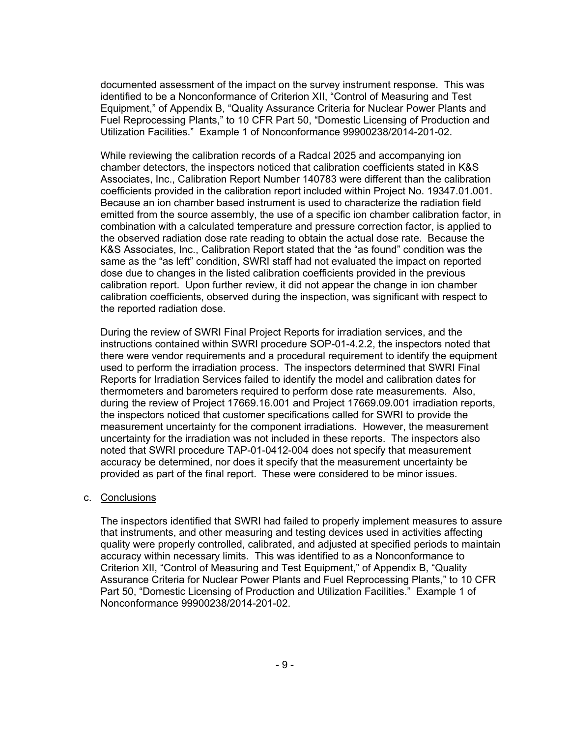documented assessment of the impact on the survey instrument response. This was identified to be a Nonconformance of Criterion XII, "Control of Measuring and Test Equipment," of Appendix B, "Quality Assurance Criteria for Nuclear Power Plants and Fuel Reprocessing Plants," to 10 CFR Part 50, "Domestic Licensing of Production and Utilization Facilities." Example 1 of Nonconformance 99900238/2014-201-02.

While reviewing the calibration records of a Radcal 2025 and accompanying ion chamber detectors, the inspectors noticed that calibration coefficients stated in K&S Associates, Inc., Calibration Report Number 140783 were different than the calibration coefficients provided in the calibration report included within Project No. 19347.01.001. Because an ion chamber based instrument is used to characterize the radiation field emitted from the source assembly, the use of a specific ion chamber calibration factor, in combination with a calculated temperature and pressure correction factor, is applied to the observed radiation dose rate reading to obtain the actual dose rate. Because the K&S Associates, Inc., Calibration Report stated that the "as found" condition was the same as the "as left" condition, SWRI staff had not evaluated the impact on reported dose due to changes in the listed calibration coefficients provided in the previous calibration report. Upon further review, it did not appear the change in ion chamber calibration coefficients, observed during the inspection, was significant with respect to the reported radiation dose.

During the review of SWRI Final Project Reports for irradiation services, and the instructions contained within SWRI procedure SOP-01-4.2.2, the inspectors noted that there were vendor requirements and a procedural requirement to identify the equipment used to perform the irradiation process. The inspectors determined that SWRI Final Reports for Irradiation Services failed to identify the model and calibration dates for thermometers and barometers required to perform dose rate measurements. Also, during the review of Project 17669.16.001 and Project 17669.09.001 irradiation reports, the inspectors noticed that customer specifications called for SWRI to provide the measurement uncertainty for the component irradiations. However, the measurement uncertainty for the irradiation was not included in these reports. The inspectors also noted that SWRI procedure TAP-01-0412-004 does not specify that measurement accuracy be determined, nor does it specify that the measurement uncertainty be provided as part of the final report. These were considered to be minor issues.

c. Conclusions

The inspectors identified that SWRI had failed to properly implement measures to assure that instruments, and other measuring and testing devices used in activities affecting quality were properly controlled, calibrated, and adjusted at specified periods to maintain accuracy within necessary limits. This was identified to as a Nonconformance to Criterion XII, "Control of Measuring and Test Equipment," of Appendix B, "Quality Assurance Criteria for Nuclear Power Plants and Fuel Reprocessing Plants," to 10 CFR Part 50, "Domestic Licensing of Production and Utilization Facilities." Example 1 of Nonconformance 99900238/2014-201-02.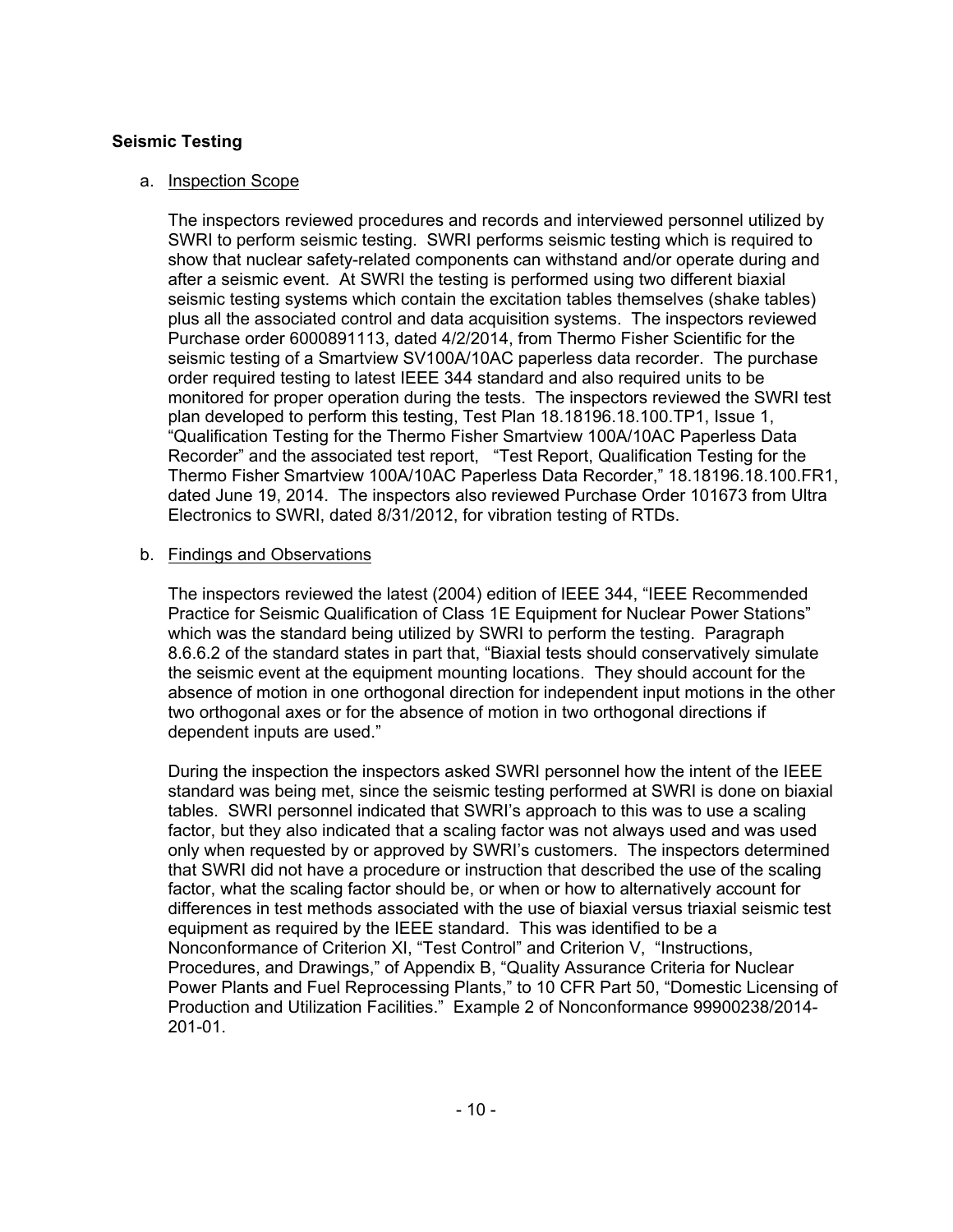## Seismic Testing

a. Inspection Scope

The inspectors reviewed procedures and records and interviewed personnel utilized by SWRI to perform seismic testing. SWRI performs seismic testing which is required to show that nuclear safety-related components can withstand and/or operate during and after a seismic event. At SWRI the testing is performed using two different biaxial seismic testing systems which contain the excitation tables themselves (shake tables) plus all the associated control and data acquisition systems. The inspectors reviewed Purchase order 6000891113, dated 4/2/2014, from Thermo Fisher Scientific for the seismic testing of a Smartview SV100A/10AC paperless data recorder. The purchase order required testing to latest IEEE 344 standard and also required units to be monitored for proper operation during the tests. The inspectors reviewed the SWRI test plan developed to perform this testing, Test Plan 18.18196.18.100.TP1, Issue 1, "Qualification Testing for the Thermo Fisher Smartview 100A/10AC Paperless Data Recorder" and the associated test report, "Test Report, Qualification Testing for the Thermo Fisher Smartview 100A/10AC Paperless Data Recorder," 18.18196.18.100.FR1, dated June 19, 2014. The inspectors also reviewed Purchase Order 101673 from Ultra Electronics to SWRI, dated 8/31/2012, for vibration testing of RTDs.

b. Findings and Observations

The inspectors reviewed the latest (2004) edition of IEEE 344, "IEEE Recommended Practice for Seismic Qualification of Class 1E Equipment for Nuclear Power Stations" which was the standard being utilized by SWRI to perform the testing. Paragraph 8.6.6.2 of the standard states in part that, "Biaxial tests should conservatively simulate the seismic event at the equipment mounting locations. They should account for the absence of motion in one orthogonal direction for independent input motions in the other two orthogonal axes or for the absence of motion in two orthogonal directions if dependent inputs are used."

During the inspection the inspectors asked SWRI personnel how the intent of the IEEE standard was being met, since the seismic testing performed at SWRI is done on biaxial tables. SWRI personnel indicated that SWRI's approach to this was to use a scaling factor, but they also indicated that a scaling factor was not always used and was used only when requested by or approved by SWRI's customers. The inspectors determined that SWRI did not have a procedure or instruction that described the use of the scaling factor, what the scaling factor should be, or when or how to alternatively account for differences in test methods associated with the use of biaxial versus triaxial seismic test equipment as required by the IEEE standard. This was identified to be a Nonconformance of Criterion XI, "Test Control" and Criterion V, "Instructions, Procedures, and Drawings," of Appendix B, "Quality Assurance Criteria for Nuclear Power Plants and Fuel Reprocessing Plants," to 10 CFR Part 50, "Domestic Licensing of Production and Utilization Facilities." Example 2 of Nonconformance 99900238/2014-201-01.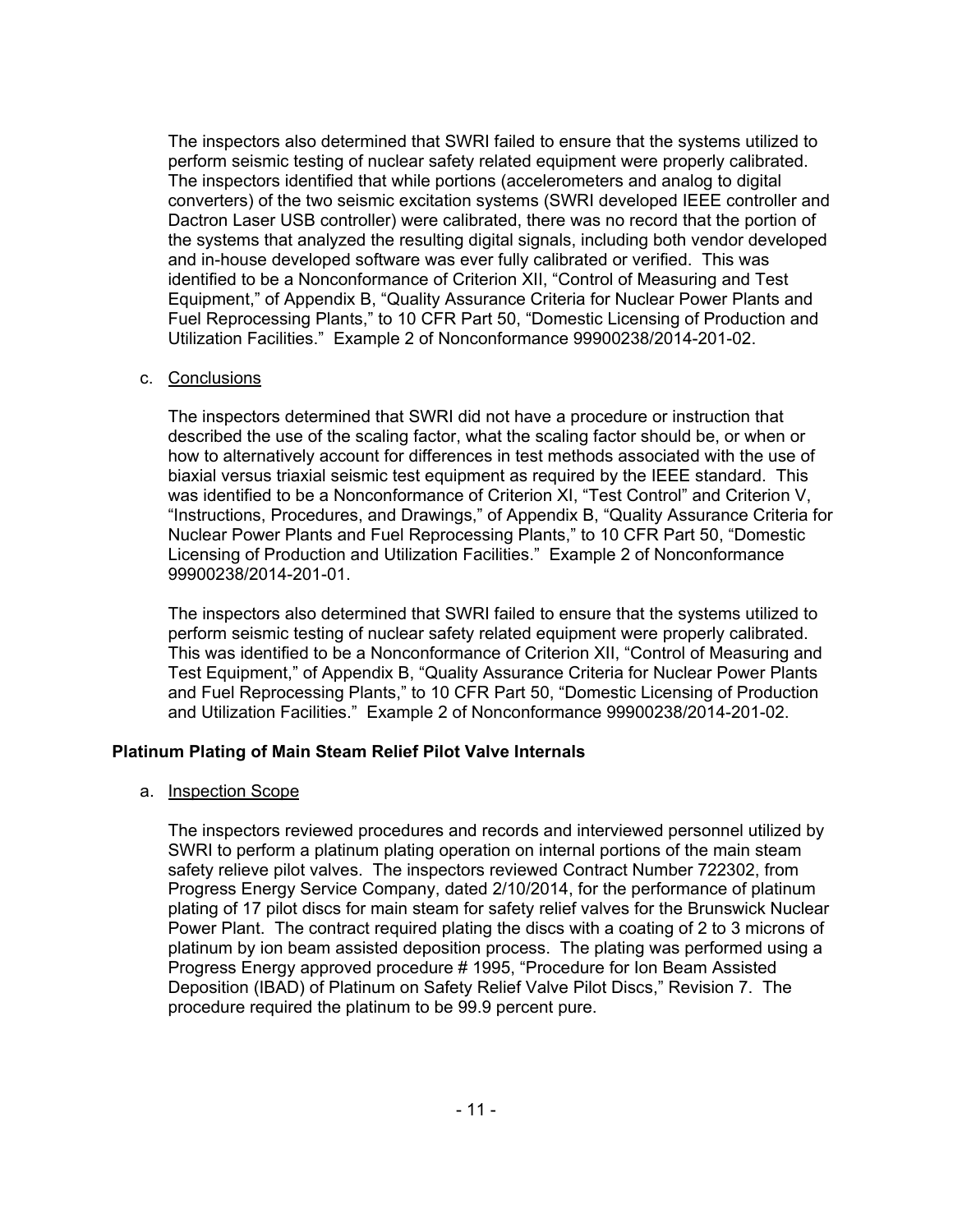The inspectors also determined that SWRI failed to ensure that the systems utilized to perform seismic testing of nuclear safety related equipment were properly calibrated. The inspectors identified that while portions (accelerometers and analog to digital converters) of the two seismic excitation systems (SWRI developed IEEE controller and Dactron Laser USB controller) were calibrated, there was no record that the portion of the systems that analyzed the resulting digital signals, including both vendor developed and in-house developed software was ever fully calibrated or verified. This was identified to be a Nonconformance of Criterion XII, "Control of Measuring and Test Equipment," of Appendix B, "Quality Assurance Criteria for Nuclear Power Plants and Fuel Reprocessing Plants," to 10 CFR Part 50, "Domestic Licensing of Production and Utilization Facilities." Example 2 of Nonconformance 99900238/2014-201-02.

c. Conclusions

The inspectors determined that SWRI did not have a procedure or instruction that described the use of the scaling factor, what the scaling factor should be, or when or how to alternatively account for differences in test methods associated with the use of biaxial versus triaxial seismic test equipment as required by the IEEE standard. This was identified to be a Nonconformance of Criterion XI, "Test Control" and Criterion V, "Instructions, Procedures, and Drawings," of Appendix B, "Quality Assurance Criteria for Nuclear Power Plants and Fuel Reprocessing Plants," to 10 CFR Part 50, "Domestic Licensing of Production and Utilization Facilities." Example 2 of Nonconformance 99900238/2014-201-01.

The inspectors also determined that SWRI failed to ensure that the systems utilized to perform seismic testing of nuclear safety related equipment were properly calibrated. This was identified to be a Nonconformance of Criterion XII, "Control of Measuring and Test Equipment," of Appendix B, "Quality Assurance Criteria for Nuclear Power Plants and Fuel Reprocessing Plants," to 10 CFR Part 50, "Domestic Licensing of Production and Utilization Facilities." Example 2 of Nonconformance 99900238/2014-201-02.

**Platinum Plating of Main Steam Relief Pilot Valve Internals**

a. Inspection Scope

The inspectors reviewed procedures and records and interviewed personnel utilized by SWRI to perform a platinum plating operation on internal portions of the main steam safety relieve pilot valves. The inspectors reviewed Contract Number 722302, from Progress Energy Service Company, dated 2/10/2014, for the performance of platinum plating of 17 pilot discs for main steam for safety relief valves for the Brunswick Nuclear Power Plant. The contract required plating the discs with a coating of 2 to 3 microns of platinum by ion beam assisted deposition process. The plating was performed using a Progress Energy approved procedure # 1995, "Procedure for Ion Beam Assisted Deposition (IBAD) of Platinum on Safety Relief Valve Pilot Discs," Revision 7. The procedure required the platinum to be 99.9 percent pure.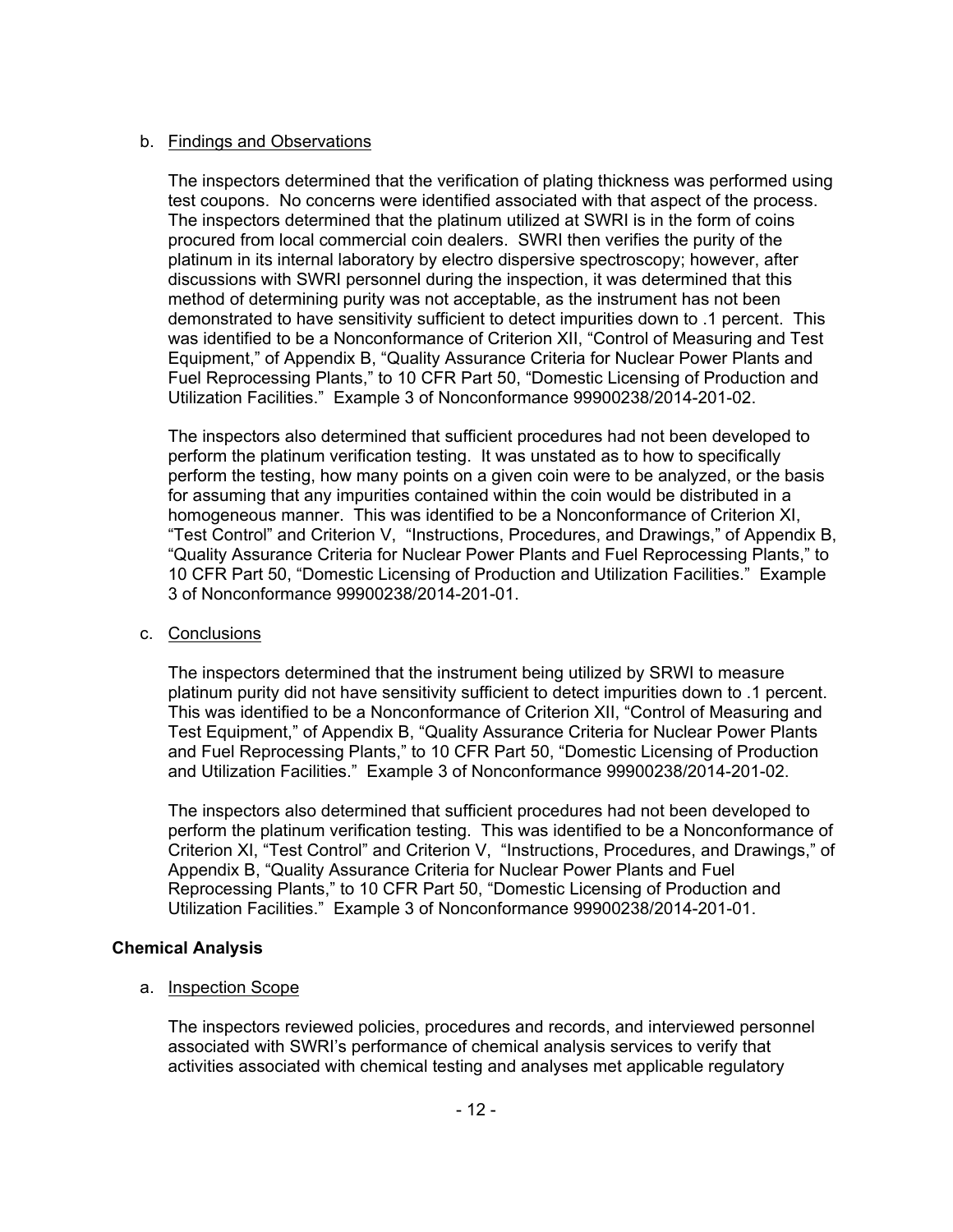b. Findings and Observations

The inspectors determined that the verification of plating thickness was performed using test coupons. No concerns were identified associated with that aspect of the process. The inspectors determined that the platinum utilized at SWRI is in the form of coins procured from local commercial coin dealers. SWRI then verifies the purity of the platinum in its internal laboratory by electro dispersive spectroscopy; however, after discussions with SWRI personnel during the inspection, it was determined that this method of determining purity was not acceptable, as the instrument has not been demonstrated to have sensitivity sufficient to detect impurities down to .1 percent. This was identified to be a Nonconformance of Criterion XII, "Control of Measuring and Test Equipment," of Appendix B, "Quality Assurance Criteria for Nuclear Power Plants and Fuel Reprocessing Plants," to 10 CFR Part 50, "Domestic Licensing of Production and Utilization Facilities." Example 3 of Nonconformance 99900238/2014-201-02.

The inspectors also determined that sufficient procedures had not been developed to perform the platinum verification testing. It was unstated as to how to specifically perform the testing, how many points on a given coin were to be analyzed, or the basis for assuming that any impurities contained within the coin would be distributed in a homogeneous manner. This was identified to be a Nonconformance of Criterion XI, "Test Control" and Criterion V, "Instructions, Procedures, and Drawings," of Appendix B, "Quality Assurance Criteria for Nuclear Power Plants and Fuel Reprocessing Plants," to 10 CFR Part 50, "Domestic Licensing of Production and Utilization Facilities." Example 3 of Nonconformance 99900238/2014-201-01.

c. Conclusions

The inspectors determined that the instrument being utilized by SRWI to measure platinum purity did not have sensitivity sufficient to detect impurities down to .1 percent. This was identified to be a Nonconformance of Criterion XII, "Control of Measuring and Test Equipment," of Appendix B, "Quality Assurance Criteria for Nuclear Power Plants and Fuel Reprocessing Plants," to 10 CFR Part 50, "Domestic Licensing of Production and Utilization Facilities." Example 3 of Nonconformance 99900238/2014-201-02.

The inspectors also determined that sufficient procedures had not been developed to perform the platinum verification testing. This was identified to be a Nonconformance of Criterion XI, "Test Control" and Criterion V, "Instructions, Procedures, and Drawings," of Appendix B, "Quality Assurance Criteria for Nuclear Power Plants and Fuel Reprocessing Plants," to 10 CFR Part 50, "Domestic Licensing of Production and Utilization Facilities." Example 3 of Nonconformance 99900238/2014-201-01.

**Chemical Analysis**

a. Inspection Scope

The inspectors reviewed policies, procedures and records, and interviewed personnel associated with SWRI's performance of chemical analysis services to verify that activities associated with chemical testing and analyses met applicable regulatory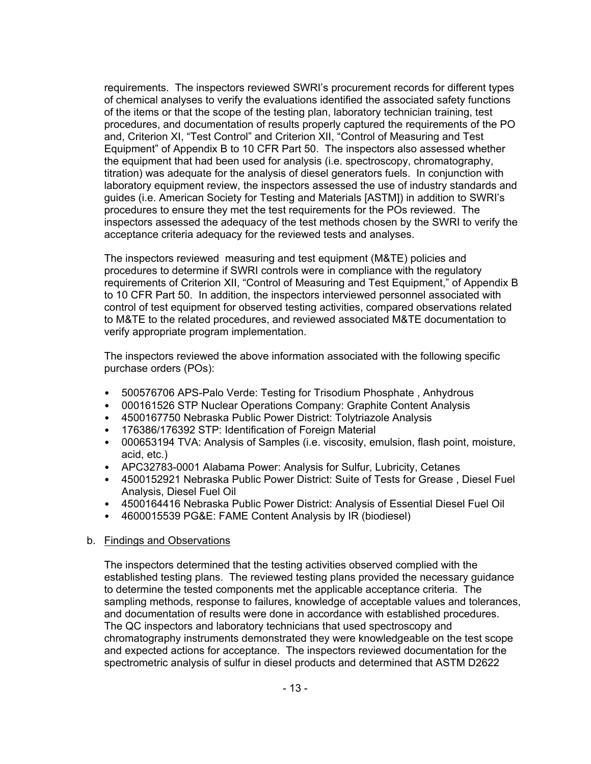requirements. The inspectors reviewed SWRI's procurement records for different types of chemical analyses to verify the evaluations identified the associated safety functions of the items or that the scope of the testing plan, laboratory technician training, test procedures, and documentation of results properly captured the requirements of the PO and, Criterion XI, "Test Control" and Criterion XII, "Control of Measuring and Test Equipment" of Appendix B to 10 CFR Part 50. The inspectors also assessed whether the equipment that had been used for analysis (i.e. spectroscopy, chromatography, titration) was adequate for the analysis of diesel generators fuels. In conjunction with laboratory equipment review, the inspectors assessed the use of industry standards and guides (i.e. American Society for Testing and Materials [ASTM]) in addition to SWRI's procedures to ensure they met the test requirements for the POs reviewed. The inspectors assessed the adequacy of the test methods chosen by the SWRI to verify the acceptance criteria adequacy for the reviewed tests and analyses.

The inspectors reviewed measuring and test equipment (M&TE) policies and procedures to determine if SWRI controls were in compliance with the regulatory requirements of Criterion XII, "Control of Measuring and Test Equipment," of Appendix B to 10 CFR Part 50. In addition, the inspectors interviewed personnel associated with control of test equipment for observed testing activities, compared observations related to M&TE to the related procedures, and reviewed associated M&TE documentation to verify appropriate program implementation.

The inspectors reviewed the above information associated with the following specific purchase orders (POs):

- 500576706 APS-Palo Verde: Testing for Trisodium Phosphate , Anhydrous
- 000161526 STP Nuclear Operations Company: Graphite Content Analysis
- 4500167750 Nebraska Public Power District: Tolytriazole Analysis
- 176386/176392 STP: Identification of Foreign Material
- 000653194 TVA: Analysis of Samples (i.e. viscosity, emulsion, flash point, moisture, acid, etc.)
- APC32783-0001 Alabama Power: Analysis for Sulfur, Lubricity, Cetanes
- 4500152921 Nebraska Public Power District: Suite of Tests for Grease , Diesel Fuel Analysis, Diesel Fuel Oil
- 4500164416 Nebraska Public Power District: Analysis of Essential Diesel Fuel Oil
- 4600015539 PG&E: FAME Content Analysis by IR (biodiesel)

b. Findings and Observations

The inspectors determined that the testing activities observed complied with the established testing plans. The reviewed testing plans provided the necessary guidance to determine the tested components met the applicable acceptance criteria. The sampling methods, response to failures, knowledge of acceptable values and tolerances, and documentation of results were done in accordance with established procedures. The QC inspectors and laboratory technicians that used spectroscopy and chromatography instruments demonstrated they were knowledgeable on the test scope and expected actions for acceptance. The inspectors reviewed documentation for the spectrometric analysis of sulfur in diesel products and determined that ASTM D2622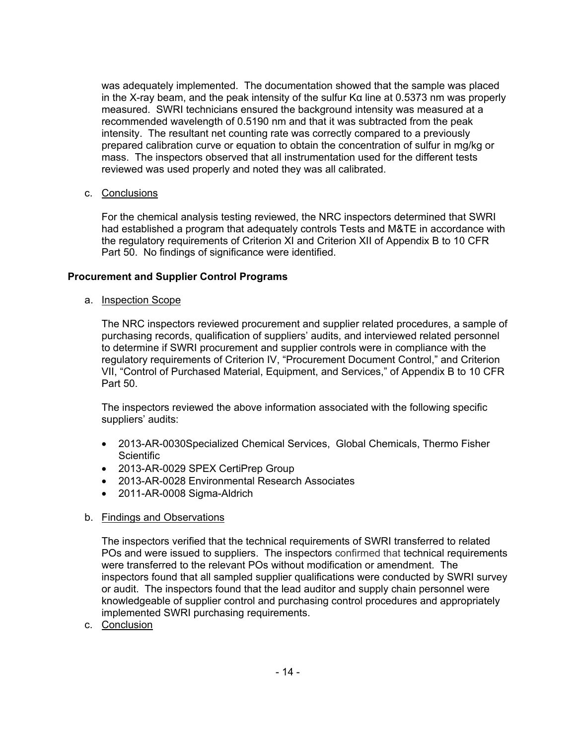was adequately implemented. The documentation showed that the sample was placed in the X-ray beam, and the peak intensity of the sulfur Kα line at 0.5373 nm was properly measured. SWRI technicians ensured the background intensity was measured at a recommended wavelength of 0.5190 nm and that it was subtracted from the peak intensity. The resultant net counting rate was correctly compared to a previously prepared calibration curve or equation to obtain the concentration of sulfur in mg/kg or mass. The inspectors observed that all instrumentation used for the different tests reviewed was used properly and noted they was all calibrated.

c. Conclusions

For the chemical analysis testing reviewed, the NRC inspectors determined that SWRI had established a program that adequately controls Tests and M&TE in accordance with the regulatory requirements of Criterion XI and Criterion XII of Appendix B to 10 CFR Part 50. No findings of significance were identified.

## Procurement and Supplier Control Programs

a. Inspection Scope

The NRC inspectors reviewed procurement and supplier related procedures, a sample of purchasing records, qualification of suppliers' audits, and interviewed related personnel to determine if SWRI procurement and supplier controls were in compliance with the regulatory requirements of Criterion IV, "Procurement Document Control," and Criterion VII, "Control of Purchased Material, Equipment, and Services," of Appendix B to 10 CFR Part 50.

The inspectors reviewed the above information associated with the following specific suppliers' audits:

- 2013-AR-0030Specialized Chemical Services, Global Chemicals, Thermo Fisher Scientific
- 2013-AR-0029 SPEX CertiPrep Group
- 2013-AR-0028 Environmental Research Associates
- 2011-AR-0008 Sigma-Aldrich

b. Findings and Observations

The inspectors verified that the technical requirements of SWRI transferred to related POs and were issued to suppliers. The inspectors confirmed that technical requirements were transferred to the relevant POs without modification or amendment. The inspectors found that all sampled supplier qualifications were conducted by SWRI survey or audit. The inspectors found that the lead auditor and supply chain personnel were knowledgeable of supplier control and purchasing control procedures and appropriately implemented SWRI purchasing requirements.

c. Conclusion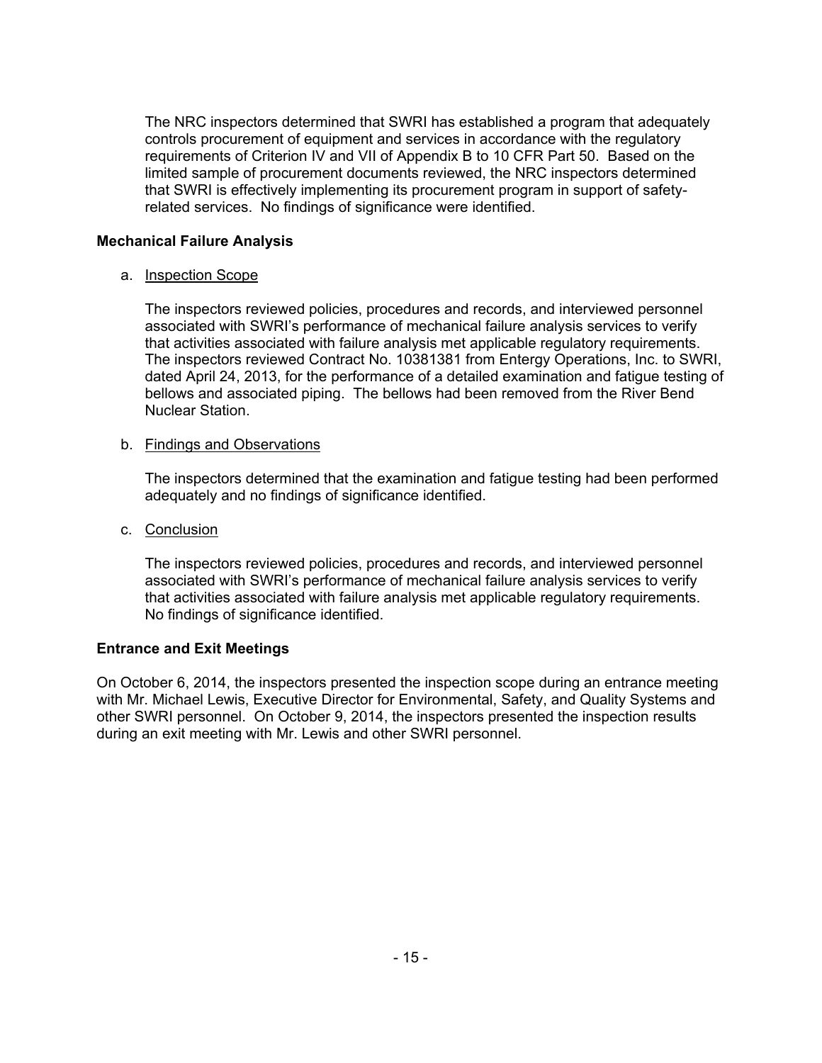The NRC inspectors determined that SWRI has established a program that adequately controls procurement of equipment and services in accordance with the regulatory requirements of Criterion IV and VII of Appendix B to 10 CFR Part 50. Based on the limited sample of procurement documents reviewed, the NRC inspectors determined that SWRI is effectively implementing its procurement program in support of safety-related services. No findings of significance were identified.

**Mechanical Failure Analysis**

a. Inspection Scope

The inspectors reviewed policies, procedures and records, and interviewed personnel associated with SWRI's performance of mechanical failure analysis services to verify that activities associated with failure analysis met applicable regulatory requirements. The inspectors reviewed Contract No. 10381381 from Entergy Operations, Inc. to SWRI, dated April 24, 2013, for the performance of a detailed examination and fatigue testing of bellows and associated piping. The bellows had been removed from the River Bend Nuclear Station.

b. Findings and Observations

The inspectors determined that the examination and fatigue testing had been performed adequately and no findings of significance identified.

c. Conclusion

The inspectors reviewed policies, procedures and records, and interviewed personnel associated with SWRI's performance of mechanical failure analysis services to verify that activities associated with failure analysis met applicable regulatory requirements. No findings of significance identified.

**Entrance and Exit Meetings**

On October 6, 2014, the inspectors presented the inspection scope during an entrance meeting with Mr. Michael Lewis, Executive Director for Environmental, Safety, and Quality Systems and other SWRI personnel. On October 9, 2014, the inspectors presented the inspection results during an exit meeting with Mr. Lewis and other SWRI personnel.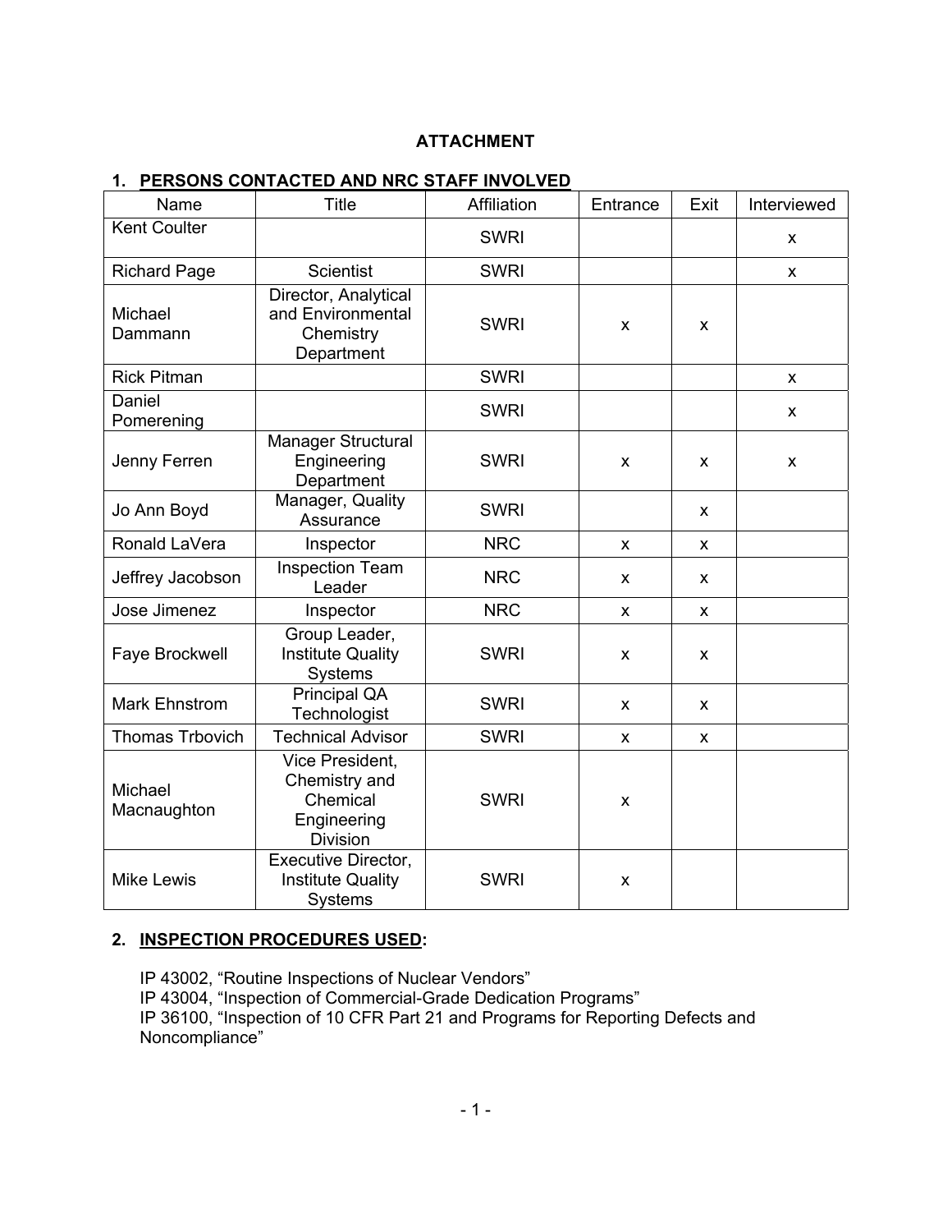# ATTACHMENT

## 1. PERSONS CONTACTED AND NRC STAFF INVOLVED

| Name | Title | Affiliation | Entrance | Exit | Interviewed |
|---|---|---|---|---|---|
| Kent Coulter | | SWRI | | | x |
| Richard Page | Scientist | SWRI | | | x |
| Michael Dammann | Director, Analytical and Environmental Chemistry Department | SWRI | x | x | |
| Rick Pitman | | SWRI | | | x |
| Daniel Pomerening | | SWRI | | | x |
| Jenny Ferren | Manager Structural Engineering Department | SWRI | x | x | x |
| Jo Ann Boyd | Manager, Quality Assurance | SWRI | | x | |
| Ronald LaVera | Inspector | NRC | x | x | |
| Jeffrey Jacobson | Inspection Team Leader | NRC | x | x | |
| Jose Jimenez | Inspector | NRC | x | x | |
| Faye Brockwell | Group Leader, Institute Quality Systems | SWRI | x | x | |
| Mark Ehnstrom | Principal QA Technologist | SWRI | x | x | |
| Thomas Trbovich | Technical Advisor | SWRI | x | x | |
| Michael Macnaughton | Vice President, Chemistry and Chemical Engineering Division | SWRI | x | | |
| Mike Lewis | Executive Director, Institute Quality Systems | SWRI | x | | |

## 2. INSPECTION PROCEDURES USED:

IP 43002, "Routine Inspections of Nuclear Vendors"
IP 43004, "Inspection of Commercial-Grade Dedication Programs"
IP 36100, "Inspection of 10 CFR Part 21 and Programs for Reporting Defects and Noncompliance"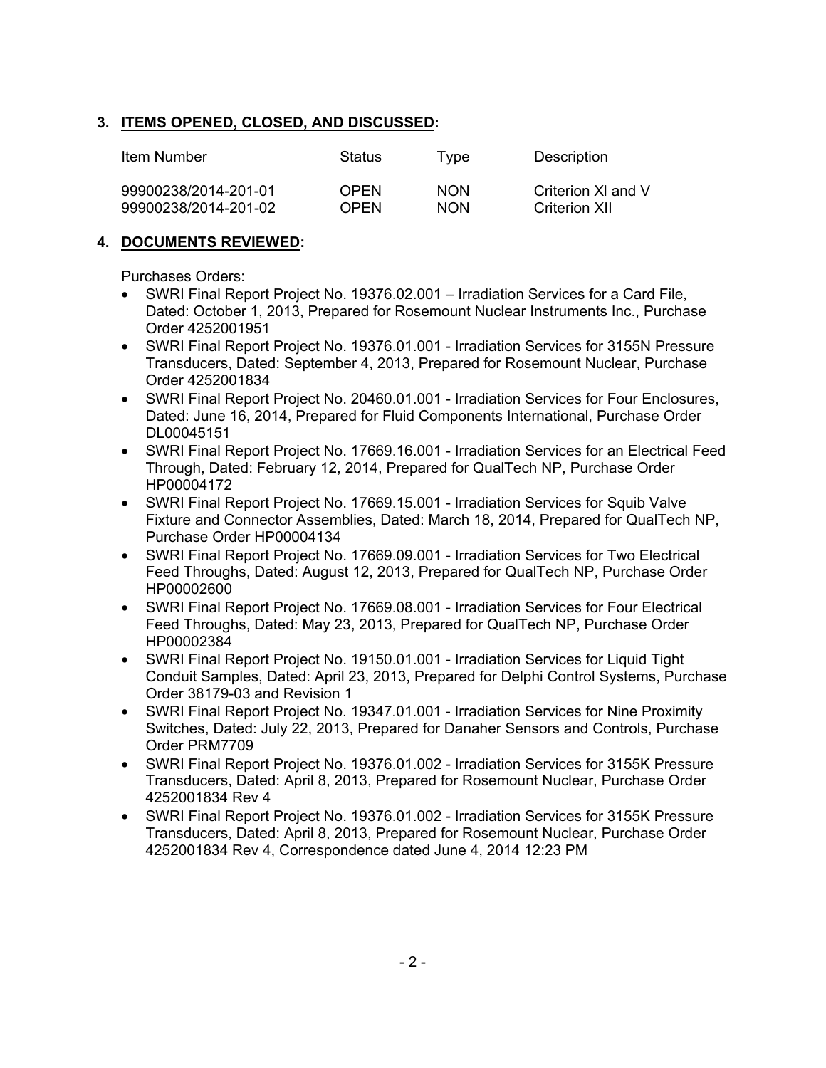## 3. ITEMS OPENED, CLOSED, AND DISCUSSED:

| Item Number | Status | Type | Description |
|---|---|---|---|
| 99900238/2014-201-01 | OPEN | NON | Criterion XI and V |
| 99900238/2014-201-02 | OPEN | NON | Criterion XII |

## 4. DOCUMENTS REVIEWED:

Purchases Orders:

- SWRI Final Report Project No. 19376.02.001 – Irradiation Services for a Card File, Dated: October 1, 2013, Prepared for Rosemount Nuclear Instruments Inc., Purchase Order 4252001951
- SWRI Final Report Project No. 19376.01.001 - Irradiation Services for 3155N Pressure Transducers, Dated: September 4, 2013, Prepared for Rosemount Nuclear, Purchase Order 4252001834
- SWRI Final Report Project No. 20460.01.001 - Irradiation Services for Four Enclosures, Dated: June 16, 2014, Prepared for Fluid Components International, Purchase Order DL00045151
- SWRI Final Report Project No. 17669.16.001 - Irradiation Services for an Electrical Feed Through, Dated: February 12, 2014, Prepared for QualTech NP, Purchase Order HP00004172
- SWRI Final Report Project No. 17669.15.001 - Irradiation Services for Squib Valve Fixture and Connector Assemblies, Dated: March 18, 2014, Prepared for QualTech NP, Purchase Order HP00004134
- SWRI Final Report Project No. 17669.09.001 - Irradiation Services for Two Electrical Feed Throughs, Dated: August 12, 2013, Prepared for QualTech NP, Purchase Order HP00002600
- SWRI Final Report Project No. 17669.08.001 - Irradiation Services for Four Electrical Feed Throughs, Dated: May 23, 2013, Prepared for QualTech NP, Purchase Order HP00002384
- SWRI Final Report Project No. 19150.01.001 - Irradiation Services for Liquid Tight Conduit Samples, Dated: April 23, 2013, Prepared for Delphi Control Systems, Purchase Order 38179-03 and Revision 1
- SWRI Final Report Project No. 19347.01.001 - Irradiation Services for Nine Proximity Switches, Dated: July 22, 2013, Prepared for Danaher Sensors and Controls, Purchase Order PRM7709
- SWRI Final Report Project No. 19376.01.002 - Irradiation Services for 3155K Pressure Transducers, Dated: April 8, 2013, Prepared for Rosemount Nuclear, Purchase Order 4252001834 Rev 4
- SWRI Final Report Project No. 19376.01.002 - Irradiation Services for 3155K Pressure Transducers, Dated: April 8, 2013, Prepared for Rosemount Nuclear, Purchase Order 4252001834 Rev 4, Correspondence dated June 4, 2014 12:23 PM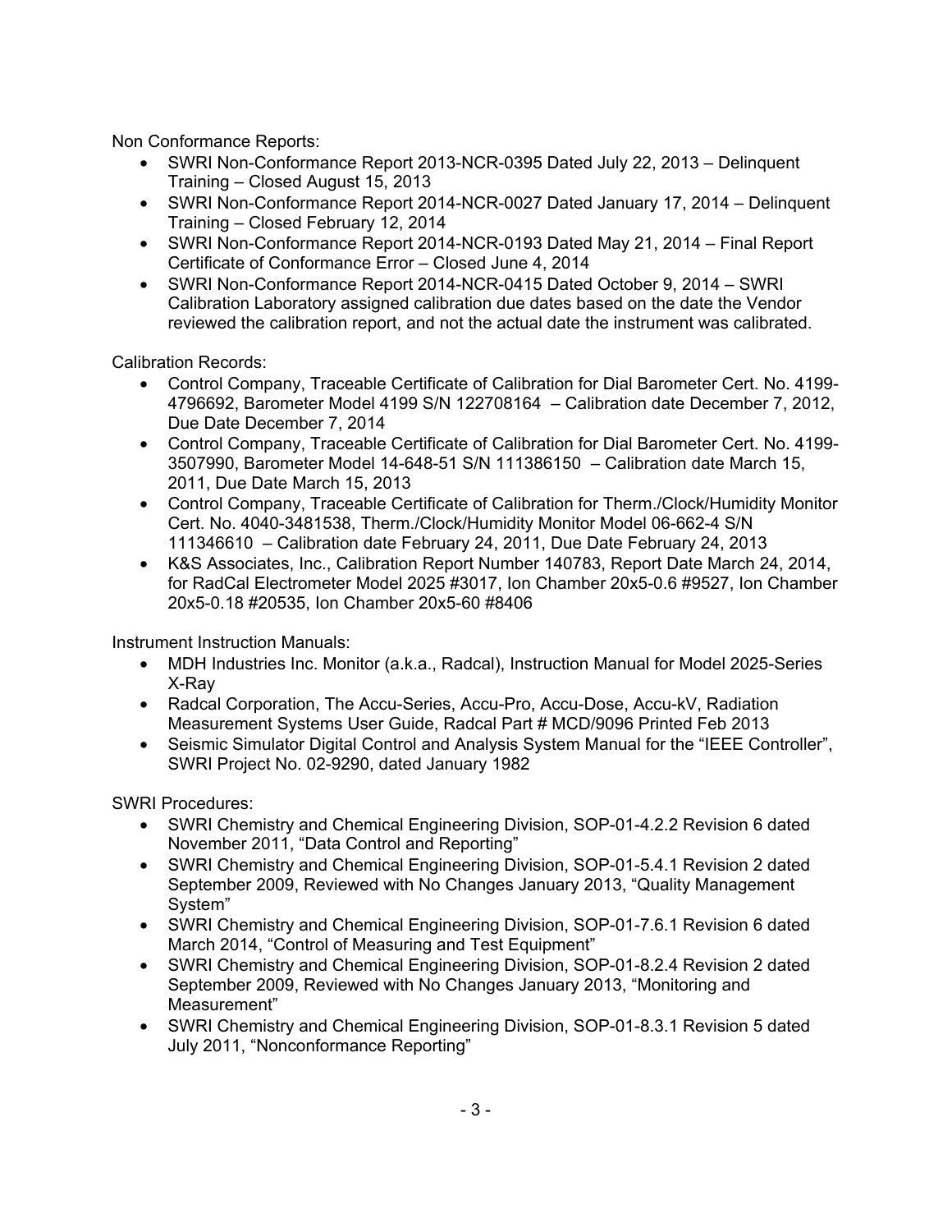Non Conformance Reports:

- SWRI Non-Conformance Report 2013-NCR-0395 Dated July 22, 2013 – Delinquent Training – Closed August 15, 2013
- SWRI Non-Conformance Report 2014-NCR-0027 Dated January 17, 2014 – Delinquent Training – Closed February 12, 2014
- SWRI Non-Conformance Report 2014-NCR-0193 Dated May 21, 2014 – Final Report Certificate of Conformance Error – Closed June 4, 2014
- SWRI Non-Conformance Report 2014-NCR-0415 Dated October 9, 2014 – SWRI Calibration Laboratory assigned calibration due dates based on the date the Vendor reviewed the calibration report, and not the actual date the instrument was calibrated.

Calibration Records:

- Control Company, Traceable Certificate of Calibration for Dial Barometer Cert. No. 4199-4796692, Barometer Model 4199 S/N 122708164 – Calibration date December 7, 2012, Due Date December 7, 2014
- Control Company, Traceable Certificate of Calibration for Dial Barometer Cert. No. 4199-3507990, Barometer Model 14-648-51 S/N 111386150 – Calibration date March 15, 2011, Due Date March 15, 2013
- Control Company, Traceable Certificate of Calibration for Therm./Clock/Humidity Monitor Cert. No. 4040-3481538, Therm./Clock/Humidity Monitor Model 06-662-4 S/N 111346610 – Calibration date February 24, 2011, Due Date February 24, 2013
- K&S Associates, Inc., Calibration Report Number 140783, Report Date March 24, 2014, for RadCal Electrometer Model 2025 #3017, Ion Chamber 20x5-0.6 #9527, Ion Chamber 20x5-0.18 #20535, Ion Chamber 20x5-60 #8406

Instrument Instruction Manuals:

- MDH Industries Inc. Monitor (a.k.a., Radcal), Instruction Manual for Model 2025-Series X-Ray
- Radcal Corporation, The Accu-Series, Accu-Pro, Accu-Dose, Accu-kV, Radiation Measurement Systems User Guide, Radcal Part # MCD/9096 Printed Feb 2013
- Seismic Simulator Digital Control and Analysis System Manual for the "IEEE Controller", SWRI Project No. 02-9290, dated January 1982

SWRI Procedures:

- SWRI Chemistry and Chemical Engineering Division, SOP-01-4.2.2 Revision 6 dated November 2011, "Data Control and Reporting"
- SWRI Chemistry and Chemical Engineering Division, SOP-01-5.4.1 Revision 2 dated September 2009, Reviewed with No Changes January 2013, "Quality Management System"
- SWRI Chemistry and Chemical Engineering Division, SOP-01-7.6.1 Revision 6 dated March 2014, "Control of Measuring and Test Equipment"
- SWRI Chemistry and Chemical Engineering Division, SOP-01-8.2.4 Revision 2 dated September 2009, Reviewed with No Changes January 2013, "Monitoring and Measurement"
- SWRI Chemistry and Chemical Engineering Division, SOP-01-8.3.1 Revision 5 dated July 2011, "Nonconformance Reporting"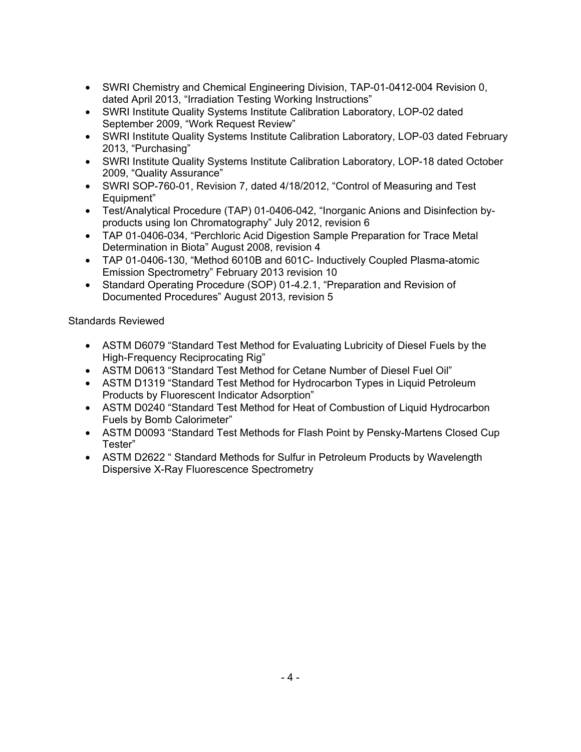- SWRI Chemistry and Chemical Engineering Division, TAP-01-0412-004 Revision 0, dated April 2013, "Irradiation Testing Working Instructions"
- SWRI Institute Quality Systems Institute Calibration Laboratory, LOP-02 dated September 2009, "Work Request Review"
- SWRI Institute Quality Systems Institute Calibration Laboratory, LOP-03 dated February 2013, "Purchasing"
- SWRI Institute Quality Systems Institute Calibration Laboratory, LOP-18 dated October 2009, "Quality Assurance"
- SWRI SOP-760-01, Revision 7, dated 4/18/2012, "Control of Measuring and Test Equipment"
- Test/Analytical Procedure (TAP) 01-0406-042, "Inorganic Anions and Disinfection by-products using Ion Chromatography" July 2012, revision 6
- TAP 01-0406-034, "Perchloric Acid Digestion Sample Preparation for Trace Metal Determination in Biota" August 2008, revision 4
- TAP 01-0406-130, "Method 6010B and 601C- Inductively Coupled Plasma-atomic Emission Spectrometry" February 2013 revision 10
- Standard Operating Procedure (SOP) 01-4.2.1, "Preparation and Revision of Documented Procedures" August 2013, revision 5

Standards Reviewed

- ASTM D6079 "Standard Test Method for Evaluating Lubricity of Diesel Fuels by the High-Frequency Reciprocating Rig"
- ASTM D0613 "Standard Test Method for Cetane Number of Diesel Fuel Oil"
- ASTM D1319 "Standard Test Method for Hydrocarbon Types in Liquid Petroleum Products by Fluorescent Indicator Adsorption"
- ASTM D0240 "Standard Test Method for Heat of Combustion of Liquid Hydrocarbon Fuels by Bomb Calorimeter"
- ASTM D0093 "Standard Test Methods for Flash Point by Pensky-Martens Closed Cup Tester"
- ASTM D2622 " Standard Methods for Sulfur in Petroleum Products by Wavelength Dispersive X-Ray Fluorescence Spectrometry